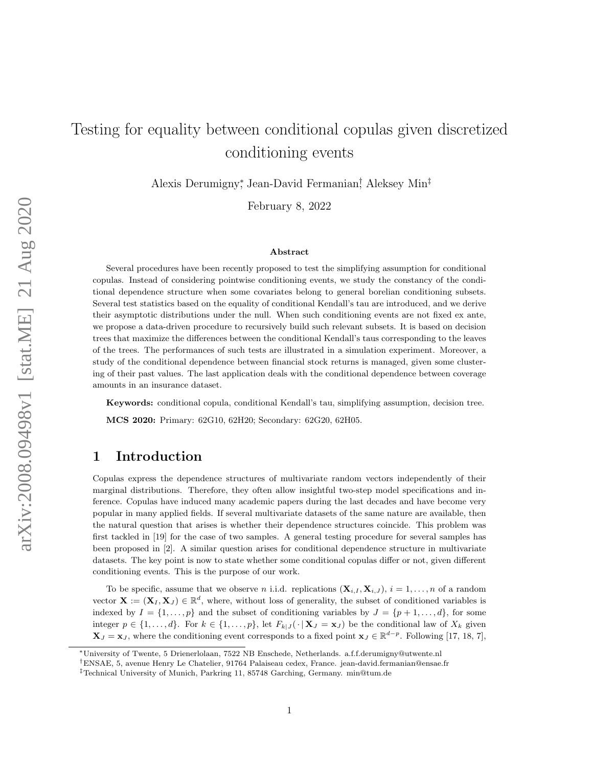# Testing for equality between conditional copulas given discretized conditioning events

Alexis Derumigny[*], Jean-David Fermanian[†], Aleksey Min[‡]

February 8, 2022

## Abstract

Several procedures have been recently proposed to test the simplifying assumption for conditional copulas. Instead of considering pointwise conditioning events, we study the constancy of the conditional dependence structure when some covariates belong to general borelian conditioning subsets. Several test statistics based on the equality of conditional Kendall's tau are introduced, and we derive their asymptotic distributions under the null. When such conditioning events are not fixed ex ante, we propose a data-driven procedure to recursively build such relevant subsets. It is based on decision trees that maximize the differences between the conditional Kendall's taus corresponding to the leaves of the trees. The performances of such tests are illustrated in a simulation experiment. Moreover, a study of the conditional dependence between financial stock returns is managed, given some clustering of their past values. The last application deals with the conditional dependence between coverage amounts in an insurance dataset.

**Keywords:** conditional copula, conditional Kendall's tau, simplifying assumption, decision tree.

**MCS 2020:** Primary: 62G10, 62H20; Secondary: 62G20, 62H05.

## 1 Introduction

Copulas express the dependence structures of multivariate random vectors independently of their marginal distributions. Therefore, they often allow insightful two-step model specifications and inference. Copulas have induced many academic papers during the last decades and have become very popular in many applied fields. If several multivariate datasets of the same nature are available, then the natural question that arises is whether their dependence structures coincide. This problem was first tackled in [19] for the case of two samples. A general testing procedure for several samples has been proposed in [2]. A similar question arises for conditional dependence structure in multivariate datasets. The key point is now to state whether some conditional copulas differ or not, given different conditioning events. This is the purpose of our work.

To be specific, assume that we observe $n$ i.i.d. replications $(\mathbf{X}_{i,I}, \mathbf{X}_{i,J})$, $i = 1, \dots, n$ of a random vector $\mathbf{X} := (\mathbf{X}_I, \mathbf{X}_J) \in \mathbb{R}^d$, where, without loss of generality, the subset of conditioned variables is indexed by $I = \{1, \dots, p\}$ and the subset of conditioning variables by $J = \{p+1, \dots, d\}$, for some integer $p \in \{1, \dots, d\}$. For $k \in \{1, \dots, p\}$, let $F_{k|J}(\cdot \,|\, \mathbf{X}_J = \mathbf{x}_J)$ be the conditional law of $X_k$ given $\mathbf{X}_J = \mathbf{x}_J$, where the conditioning event corresponds to a fixed point $\mathbf{x}_J \in \mathbb{R}^{d-p}$. Following [17, 18, 7],

---

[*] University of Twente, 5 Drienerlolaan, 7522 NB Enschede, Netherlands. a.f.f.derumigny@utwente.nl

[†] ENSAE, 5, avenue Henry Le Chatelier, 91764 Palaiseau cedex, France. jean-david.fermanian@ensae.fr

[‡] Technical University of Munich, Parkring 11, 85748 Garching, Germany. min@tum.de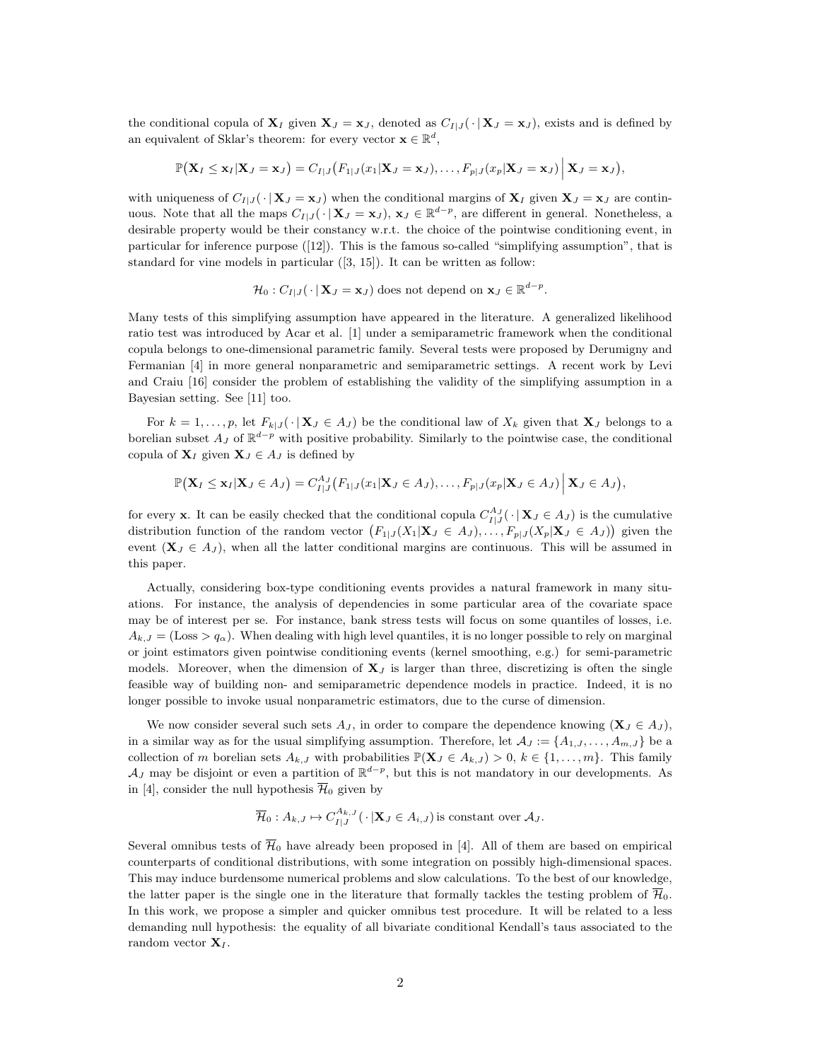the conditional copula of $\mathbf{X}_I$ given $\mathbf{X}_J = \mathbf{x}_J$, denoted as $C_{I|J}(\,\cdot\,|\,\mathbf{X}_J = \mathbf{x}_J)$, exists and is defined by an equivalent of Sklar's theorem: for every vector $\mathbf{x} \in \mathbb{R}^d$,

$$\mathbb{P}\big(\mathbf{X}_I \leq \mathbf{x}_I | \mathbf{X}_J = \mathbf{x}_J\big) = C_{I|J}\big(F_{1|J}(x_1|\mathbf{X}_J = \mathbf{x}_J), \ldots, F_{p|J}(x_p|\mathbf{X}_J = \mathbf{x}_J) \,\big|\, \mathbf{X}_J = \mathbf{x}_J\big),$$

with uniqueness of $C_{I|J}(\,\cdot\,|\,\mathbf{X}_J = \mathbf{x}_J)$ when the conditional margins of $\mathbf{X}_I$ given $\mathbf{X}_J = \mathbf{x}_J$ are continuous. Note that all the maps $C_{I|J}(\,\cdot\,|\,\mathbf{X}_J = \mathbf{x}_J)$, $\mathbf{x}_J \in \mathbb{R}^{d-p}$, are different in general. Nonetheless, a desirable property would be their constancy w.r.t. the choice of the pointwise conditioning event, in particular for inference purpose ([12]). This is the famous so-called "simplifying assumption", that is standard for vine models in particular ([3, 15]). It can be written as follow:

$$\mathcal{H}_0 : C_{I|J}(\,\cdot\,|\,\mathbf{X}_J = \mathbf{x}_J) \text{ does not depend on } \mathbf{x}_J \in \mathbb{R}^{d-p}.$$

Many tests of this simplifying assumption have appeared in the literature. A generalized likelihood ratio test was introduced by Acar et al. [1] under a semiparametric framework when the conditional copula belongs to one-dimensional parametric family. Several tests were proposed by Derumigny and Fermanian [4] in more general nonparametric and semiparametric settings. A recent work by Levi and Craiu [16] consider the problem of establishing the validity of the simplifying assumption in a Bayesian setting. See [11] too.

For $k = 1, \ldots, p$, let $F_{k|J}(\,\cdot\,|\,\mathbf{X}_J \in A_J)$ be the conditional law of $X_k$ given that $\mathbf{X}_J$ belongs to a borelian subset $A_J$ of $\mathbb{R}^{d-p}$ with positive probability. Similarly to the pointwise case, the conditional copula of $\mathbf{X}_I$ given $\mathbf{X}_J \in A_J$ is defined by

$$\mathbb{P}\big(\mathbf{X}_I \leq \mathbf{x}_I | \mathbf{X}_J \in A_J\big) = C^{A_J}_{I|J}\big(F_{1|J}(x_1|\mathbf{X}_J \in A_J), \ldots, F_{p|J}(x_p|\mathbf{X}_J \in A_J) \,\big|\, \mathbf{X}_J \in A_J\big),$$

for every $\mathbf{x}$. It can be easily checked that the conditional copula $C^{A_J}_{I|J}(\,\cdot\,|\,\mathbf{X}_J \in A_J)$ is the cumulative distribution function of the random vector $\big(F_{1|J}(X_1|\mathbf{X}_J \in A_J), \ldots, F_{p|J}(X_p|\mathbf{X}_J \in A_J)\big)$ given the event $(\mathbf{X}_J \in A_J)$, when all the latter conditional margins are continuous. This will be assumed in this paper.

Actually, considering box-type conditioning events provides a natural framework in many situations. For instance, the analysis of dependencies in some particular area of the covariate space may be of interest per se. For instance, bank stress tests will focus on some quantiles of losses, i.e. $A_{k,J} = (\text{Loss} > q_\alpha)$. When dealing with high level quantiles, it is no longer possible to rely on marginal or joint estimators given pointwise conditioning events (kernel smoothing, e.g.) for semi-parametric models. Moreover, when the dimension of $\mathbf{X}_J$ is larger than three, discretizing is often the single feasible way of building non- and semiparametric dependence models in practice. Indeed, it is no longer possible to invoke usual nonparametric estimators, due to the curse of dimension.

We now consider several such sets $A_J$, in order to compare the dependence knowing $(\mathbf{X}_J \in A_J)$, in a similar way as for the usual simplifying assumption. Therefore, let $\mathcal{A}_J := \{A_{1,J}, \ldots, A_{m,J}\}$ be a collection of $m$ borelian sets $A_{k,J}$ with probabilities $\mathbb{P}(\mathbf{X}_J \in A_{k,J}) > 0$, $k \in \{1, \ldots, m\}$. This family $\mathcal{A}_J$ may be disjoint or even a partition of $\mathbb{R}^{d-p}$, but this is not mandatory in our developments. As in [4], consider the null hypothesis $\overline{\mathcal{H}}_0$ given by

$$\overline{\mathcal{H}}_0 : A_{k,J} \mapsto C^{A_{k,J}}_{I|J}(\,\cdot\,|\mathbf{X}_J \in A_{i,J}) \text{ is constant over } \mathcal{A}_J.$$

Several omnibus tests of $\overline{\mathcal{H}}_0$ have already been proposed in [4]. All of them are based on empirical counterparts of conditional distributions, with some integration on possibly high-dimensional spaces. This may induce burdensome numerical problems and slow calculations. To the best of our knowledge, the latter paper is the single one in the literature that formally tackles the testing problem of $\overline{\mathcal{H}}_0$. In this work, we propose a simpler and quicker omnibus test procedure. It will be related to a less demanding null hypothesis: the equality of all bivariate conditional Kendall's taus associated to the random vector $\mathbf{X}_I$.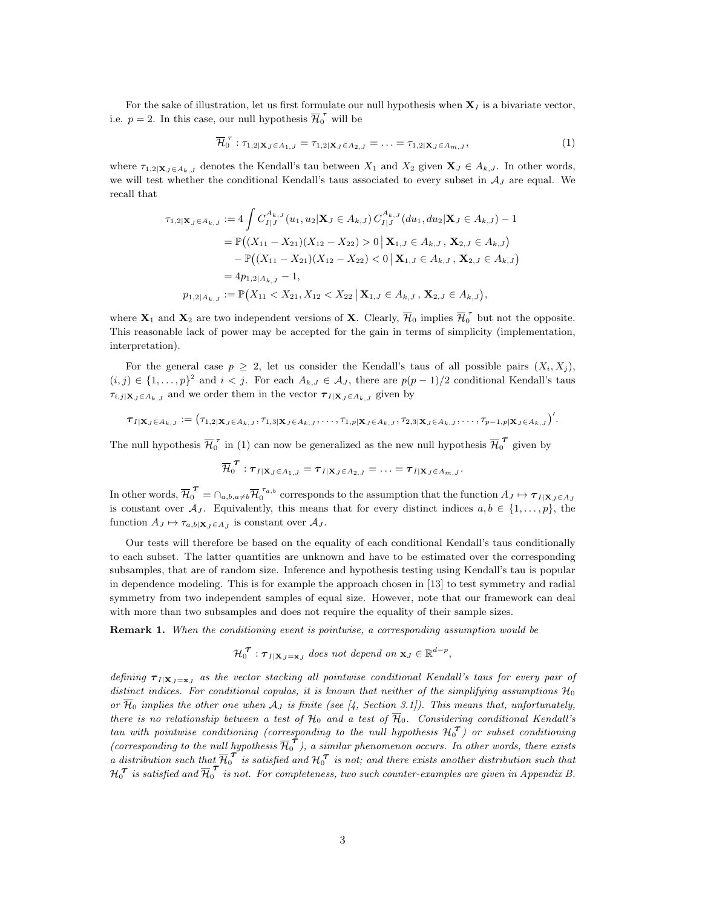For the sake of illustration, let us first formulate our null hypothesis when $\mathbf{X}_I$ is a bivariate vector, i.e. $p = 2$. In this case, our null hypothesis $\overline{\mathcal{H}}_0^{\,\tau}$ will be

$$\overline{\mathcal{H}}_0^{\,\tau} : \tau_{1,2|\mathbf{X}_J \in A_{1,J}} = \tau_{1,2|\mathbf{X}_J \in A_{2,J}} = \ldots = \tau_{1,2|\mathbf{X}_J \in A_{m,J}}, \tag{1}$$

where $\tau_{1,2|\mathbf{X}_J \in A_{k,J}}$ denotes the Kendall's tau between $X_1$ and $X_2$ given $\mathbf{X}_J \in A_{k,J}$. In other words, we will test whether the conditional Kendall's taus associated to every subset in $\mathcal{A}_J$ are equal. We recall that

$$\begin{aligned}
\tau_{1,2|\mathbf{X}_J \in A_{k,J}} &:= 4 \int C_{I|J}^{A_{k,J}}(u_1, u_2 | \mathbf{X}_J \in A_{k,J})\, C_{I|J}^{A_{k,J}}(du_1, du_2 | \mathbf{X}_J \in A_{k,J}) - 1 \\
&= \mathbb{P}\big((X_{11} - X_{21})(X_{12} - X_{22}) > 0 \,\big|\, \mathbf{X}_{1,J} \in A_{k,J}\,,\, \mathbf{X}_{2,J} \in A_{k,J}\big) \\
&\quad - \mathbb{P}\big((X_{11} - X_{21})(X_{12} - X_{22}) < 0 \,\big|\, \mathbf{X}_{1,J} \in A_{k,J}\,,\, \mathbf{X}_{2,J} \in A_{k,J}\big) \\
&= 4p_{1,2|A_{k,J}} - 1, \\
p_{1,2|A_{k,J}} &:= \mathbb{P}\big(X_{11} < X_{21}, X_{12} < X_{22} \,\big|\, \mathbf{X}_{1,J} \in A_{k,J}\,,\, \mathbf{X}_{2,J} \in A_{k,J}\big),
\end{aligned}$$

where $\mathbf{X}_1$ and $\mathbf{X}_2$ are two independent versions of $\mathbf{X}$. Clearly, $\overline{\mathcal{H}}_0$ implies $\overline{\mathcal{H}}_0^{\,\tau}$ but not the opposite. This reasonable lack of power may be accepted for the gain in terms of simplicity (implementation, interpretation).

For the general case $p \geq 2$, let us consider the Kendall's taus of all possible pairs $(X_i, X_j)$, $(i, j) \in \{1, \ldots, p\}^2$ and $i < j$. For each $A_{k,J} \in \mathcal{A}_J$, there are $p(p-1)/2$ conditional Kendall's taus $\tau_{i,j|\mathbf{X}_J \in A_{k,J}}$ and we order them in the vector $\boldsymbol{\tau}_{I|\mathbf{X}_J \in A_{k,J}}$ given by

$$\boldsymbol{\tau}_{I|\mathbf{X}_J \in A_{k,J}} := \big(\tau_{1,2|\mathbf{X}_J \in A_{k,J}}, \tau_{1,3|\mathbf{X}_J \in A_{k,J}}, \ldots, \tau_{1,p|\mathbf{X}_J \in A_{k,J}}, \tau_{2,3|\mathbf{X}_J \in A_{k,J}}, \ldots, \tau_{p-1,p|\mathbf{X}_J \in A_{k,J}}\big)'.$$

The null hypothesis $\overline{\mathcal{H}}_0^{\,\tau}$ in (1) can now be generalized as the new null hypothesis $\overline{\mathcal{H}}_0^{\,\boldsymbol{\tau}}$ given by

$$\overline{\mathcal{H}}_0^{\,\boldsymbol{\tau}} : \boldsymbol{\tau}_{I|\mathbf{X}_J \in A_{1,J}} = \boldsymbol{\tau}_{I|\mathbf{X}_J \in A_{2,J}} = \ldots = \boldsymbol{\tau}_{I|\mathbf{X}_J \in A_{m,J}}.$$

In other words, $\overline{\mathcal{H}}_0^{\,\boldsymbol{\tau}} = \cap_{a,b,a \neq b} \overline{\mathcal{H}}_0^{\,\tau_{a,b}}$ corresponds to the assumption that the function $A_J \mapsto \boldsymbol{\tau}_{I|\mathbf{X}_J \in A_J}$ is constant over $\mathcal{A}_J$. Equivalently, this means that for every distinct indices $a, b \in \{1, \ldots, p\}$, the function $A_J \mapsto \tau_{a,b|\mathbf{X}_J \in A_J}$ is constant over $\mathcal{A}_J$.

Our tests will therefore be based on the equality of each conditional Kendall's taus conditionally to each subset. The latter quantities are unknown and have to be estimated over the corresponding subsamples, that are of random size. Inference and hypothesis testing using Kendall's tau is popular in dependence modeling. This is for example the approach chosen in [13] to test symmetry and radial symmetry from two independent samples of equal size. However, note that our framework can deal with more than two subsamples and does not require the equality of their sample sizes.

**Remark 1.** *When the conditioning event is pointwise, a corresponding assumption would be*

$$\mathcal{H}_0^{\boldsymbol{\tau}} : \boldsymbol{\tau}_{I|\mathbf{X}_J = \mathbf{x}_J} \text{ does not depend on } \mathbf{x}_J \in \mathbb{R}^{d-p},$$

*defining $\boldsymbol{\tau}_{I|\mathbf{X}_J = \mathbf{x}_J}$ as the vector stacking all pointwise conditional Kendall's taus for every pair of distinct indices. For conditional copulas, it is known that neither of the simplifying assumptions $\mathcal{H}_0$ or $\overline{\mathcal{H}}_0$ implies the other one when $\mathcal{A}_J$ is finite (see [4, Section 3.1]). This means that, unfortunately, there is no relationship between a test of $\mathcal{H}_0$ and a test of $\overline{\mathcal{H}}_0$. Considering conditional Kendall's tau with pointwise conditioning (corresponding to the null hypothesis $\mathcal{H}_0^{\boldsymbol{\tau}}$) or subset conditioning (corresponding to the null hypothesis $\overline{\mathcal{H}}_0^{\,\boldsymbol{\tau}}$), a similar phenomenon occurs. In other words, there exists a distribution such that $\overline{\mathcal{H}}_0^{\,\boldsymbol{\tau}}$ is satisfied and $\mathcal{H}_0^{\boldsymbol{\tau}}$ is not; and there exists another distribution such that $\mathcal{H}_0^{\boldsymbol{\tau}}$ is satisfied and $\overline{\mathcal{H}}_0^{\,\boldsymbol{\tau}}$ is not. For completeness, two such counter-examples are given in Appendix B.*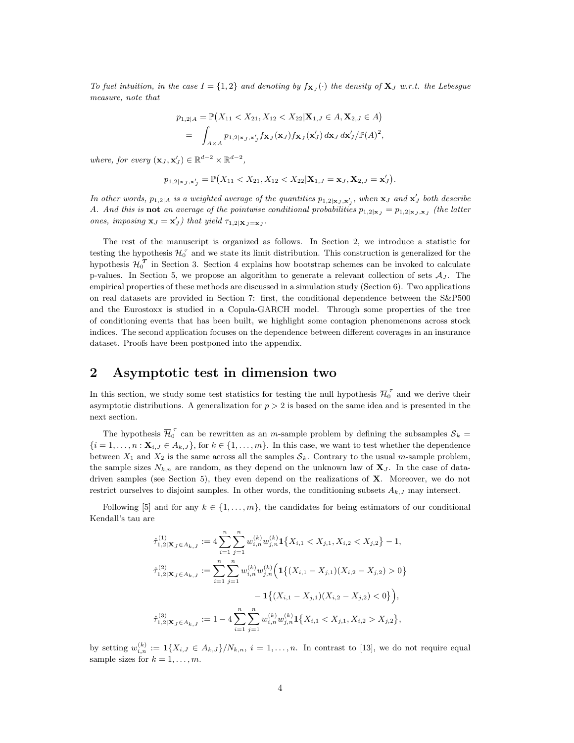*To fuel intuition, in the case $I = \{1,2\}$ and denoting by $f_{\mathbf{X}_J}(\cdot)$ the density of $\mathbf{X}_J$ w.r.t. the Lebesgue measure, note that*

$$
\begin{aligned}
p_{1,2|A} &= \mathbb{P}\big(X_{11} < X_{21}, X_{12} < X_{22} | \mathbf{X}_{1,J} \in A, \mathbf{X}_{2,J} \in A\big) \\
&= \int_{A \times A} p_{1,2|\mathbf{x}_J, \mathbf{x}'_J} f_{\mathbf{X}_J}(\mathbf{x}_J) f_{\mathbf{X}_J}(\mathbf{x}'_J)\, d\mathbf{x}_J\, d\mathbf{x}'_J / \mathbb{P}(A)^2,
\end{aligned}
$$

*where, for every $(\mathbf{x}_J, \mathbf{x}'_J) \in \mathbb{R}^{d-2} \times \mathbb{R}^{d-2}$,*

$$
p_{1,2|\mathbf{x}_J, \mathbf{x}'_J} = \mathbb{P}\big(X_{11} < X_{21}, X_{12} < X_{22} | \mathbf{X}_{1,J} = \mathbf{x}_J, \mathbf{X}_{2,J} = \mathbf{x}'_J\big).
$$

*In other words, $p_{1,2|A}$ is a weighted average of the quantities $p_{1,2|\mathbf{x}_J, \mathbf{x}'_J}$, when $\mathbf{x}_J$ and $\mathbf{x}'_J$ both describe $A$. And this is* **not** *an average of the pointwise conditional probabilities $p_{1,2|\mathbf{x}_J} = p_{1,2|\mathbf{x}_J,\mathbf{x}_J}$ (the latter ones, imposing $\mathbf{x}_J = \mathbf{x}'_J$) that yield $\tau_{1,2|\mathbf{X}_J = \mathbf{x}_J}$.*

The rest of the manuscript is organized as follows. In Section 2, we introduce a statistic for testing the hypothesis $\mathcal{H}_0^\tau$ and we state its limit distribution. This construction is generalized for the hypothesis $\mathcal{H}_0^{\boldsymbol{\tau}}$ in Section 3. Section 4 explains how bootstrap schemes can be invoked to calculate p-values. In Section 5, we propose an algorithm to generate a relevant collection of sets $\mathcal{A}_J$. The empirical properties of these methods are discussed in a simulation study (Section 6). Two applications on real datasets are provided in Section 7: first, the conditional dependence between the S&P500 and the Eurostoxx is studied in a Copula-GARCH model. Through some properties of the tree of conditioning events that has been built, we highlight some contagion phenomenons across stock indices. The second application focuses on the dependence between different coverages in an insurance dataset. Proofs have been postponed into the appendix.

## 2 Asymptotic test in dimension two

In this section, we study some test statistics for testing the null hypothesis $\overline{\mathcal{H}}_0^\tau$ and we derive their asymptotic distributions. A generalization for $p > 2$ is based on the same idea and is presented in the next section.

The hypothesis $\overline{\mathcal{H}}_0^\tau$ can be rewritten as an $m$-sample problem by defining the subsamples $\mathcal{S}_k = \{i = 1, \dots, n : \mathbf{X}_{i,J} \in A_{k,J}\}$, for $k \in \{1, \dots, m\}$. In this case, we want to test whether the dependence between $X_1$ and $X_2$ is the same across all the samples $\mathcal{S}_k$. Contrary to the usual $m$-sample problem, the sample sizes $N_{k,n}$ are random, as they depend on the unknown law of $\mathbf{X}_J$. In the case of data-driven samples (see Section 5), they even depend on the realizations of $\mathbf{X}$. Moreover, we do not restrict ourselves to disjoint samples. In other words, the conditioning subsets $A_{k,J}$ may intersect.

Following [5] and for any $k \in \{1, \dots, m\}$, the candidates for being estimators of our conditional Kendall's tau are

$$
\begin{aligned}
\hat{\tau}^{(1)}_{1,2|\mathbf{X}_J \in A_{k,J}} &:= 4 \sum_{i=1}^n \sum_{j=1}^n w^{(k)}_{i,n} w^{(k)}_{j,n} \mathbf{1}\big\{X_{i,1} < X_{j,1}, X_{i,2} < X_{j,2}\big\} - 1, \\
\hat{\tau}^{(2)}_{1,2|\mathbf{X}_J \in A_{k,J}} &:= \sum_{i=1}^n \sum_{j=1}^n w^{(k)}_{i,n} w^{(k)}_{j,n} \Big( \mathbf{1}\big\{(X_{i,1} - X_{j,1})(X_{i,2} - X_{j,2}) > 0\big\} \\
&\qquad\qquad - \mathbf{1}\big\{(X_{i,1} - X_{j,1})(X_{i,2} - X_{j,2}) < 0\big\} \Big), \\
\hat{\tau}^{(3)}_{1,2|\mathbf{X}_J \in A_{k,J}} &:= 1 - 4 \sum_{i=1}^n \sum_{j=1}^n w^{(k)}_{i,n} w^{(k)}_{j,n} \mathbf{1}\big\{X_{i,1} < X_{j,1}, X_{i,2} > X_{j,2}\big\},
\end{aligned}
$$

by setting $w^{(k)}_{i,n} := \mathbf{1}\{X_{i,J} \in A_{k,J}\}/N_{k,n}$, $i = 1, \dots, n$. In contrast to [13], we do not require equal sample sizes for $k = 1, \dots, m$.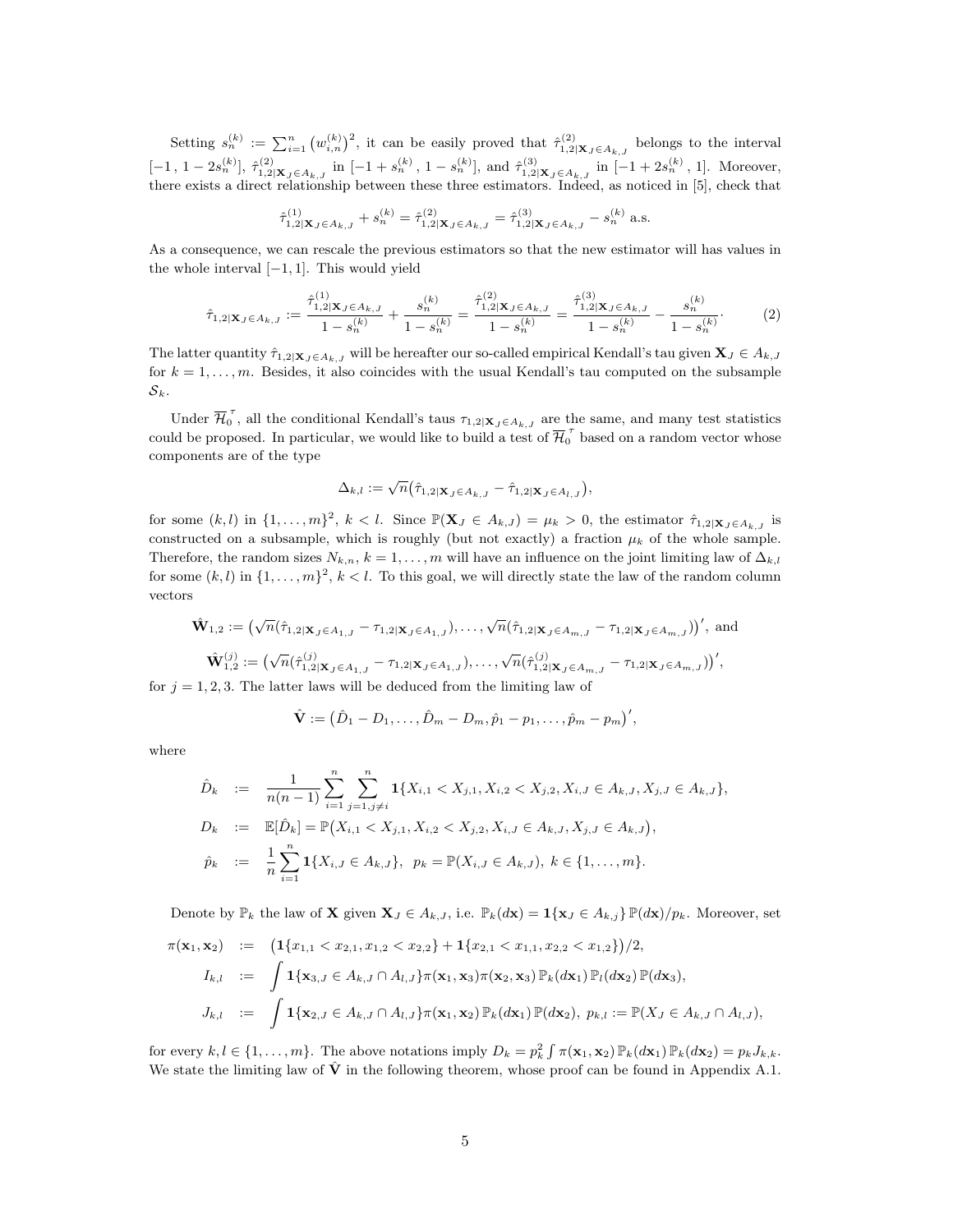Setting $s_n^{(k)} := \sum_{i=1}^n \big(w_{i,n}^{(k)}\big)^2$, it can be easily proved that $\hat\tau^{(2)}_{1,2|\mathbf{X}_J\in A_{k,J}}$ belongs to the interval $[-1\,,\,1-2s_n^{(k)}]$, $\hat\tau^{(2)}_{1,2|\mathbf{X}_J\in A_{k,J}}$ in $[-1+s_n^{(k)}\,,\,1-s_n^{(k)}]$, and $\hat\tau^{(3)}_{1,2|\mathbf{X}_J\in A_{k,J}}$ in $[-1+2s_n^{(k)}\,,\,1]$. Moreover, there exists a direct relationship between these three estimators. Indeed, as noticed in [5], check that

$$\hat\tau^{(1)}_{1,2|\mathbf{X}_J\in A_{k,J}} + s_n^{(k)} = \hat\tau^{(2)}_{1,2|\mathbf{X}_J\in A_{k,J}} = \hat\tau^{(3)}_{1,2|\mathbf{X}_J\in A_{k,J}} - s_n^{(k)} \text{ a.s.}$$

As a consequence, we can rescale the previous estimators so that the new estimator will has values in the whole interval $[-1,1]$. This would yield

$$\hat\tau_{1,2|\mathbf{X}_J\in A_{k,J}} := \frac{\hat\tau^{(1)}_{1,2|\mathbf{X}_J\in A_{k,J}}}{1-s_n^{(k)}} + \frac{s_n^{(k)}}{1-s_n^{(k)}} = \frac{\hat\tau^{(2)}_{1,2|\mathbf{X}_J\in A_{k,J}}}{1-s_n^{(k)}} = \frac{\hat\tau^{(3)}_{1,2|\mathbf{X}_J\in A_{k,J}}}{1-s_n^{(k)}} - \frac{s_n^{(k)}}{1-s_n^{(k)}}. \tag{2}$$

The latter quantity $\hat\tau_{1,2|\mathbf{X}_J\in A_{k,J}}$ will be hereafter our so-called empirical Kendall's tau given $\mathbf{X}_J\in A_{k,J}$ for $k=1,\dots,m$. Besides, it also coincides with the usual Kendall's tau computed on the subsample $\mathcal{S}_k$.

Under $\overline{\mathcal{H}}_0^{\,\tau}$, all the conditional Kendall's taus $\tau_{1,2|\mathbf{X}_J\in A_{k,J}}$ are the same, and many test statistics could be proposed. In particular, we would like to build a test of $\overline{\mathcal{H}}_0^{\,\tau}$ based on a random vector whose components are of the type

$$\Delta_{k,l} := \sqrt{n}\big(\hat\tau_{1,2|\mathbf{X}_J\in A_{k,J}} - \hat\tau_{1,2|\mathbf{X}_J\in A_{l,J}}\big),$$

for some $(k,l)$ in $\{1,\dots,m\}^2$, $k<l$. Since $\mathbb{P}(\mathbf{X}_J\in A_{k,J})=\mu_k>0$, the estimator $\hat\tau_{1,2|\mathbf{X}_J\in A_{k,J}}$ is constructed on a subsample, which is roughly (but not exactly) a fraction $\mu_k$ of the whole sample. Therefore, the random sizes $N_{k,n}$, $k=1,\dots,m$ will have an influence on the joint limiting law of $\Delta_{k,l}$ for some $(k,l)$ in $\{1,\dots,m\}^2$, $k<l$. To this goal, we will directly state the law of the random column vectors

$$\hat{\mathbf{W}}_{1,2} := \big(\sqrt{n}(\hat\tau_{1,2|\mathbf{X}_J\in A_{1,J}} - \tau_{1,2|\mathbf{X}_J\in A_{1,J}}),\dots,\sqrt{n}(\hat\tau_{1,2|\mathbf{X}_J\in A_{m,J}} - \tau_{1,2|\mathbf{X}_J\in A_{m,J}})\big)', \text{ and}$$

$$\hat{\mathbf{W}}^{(j)}_{1,2} := \big(\sqrt{n}(\hat\tau^{(j)}_{1,2|\mathbf{X}_J\in A_{1,J}} - \tau_{1,2|\mathbf{X}_J\in A_{1,J}}),\dots,\sqrt{n}(\hat\tau^{(j)}_{1,2|\mathbf{X}_J\in A_{m,J}} - \tau_{1,2|\mathbf{X}_J\in A_{m,J}})\big)',$$

for $j=1,2,3$. The latter laws will be deduced from the limiting law of

$$\hat{\mathbf{V}} := \big(\hat D_1 - D_1,\dots,\hat D_m - D_m, \hat p_1 - p_1,\dots,\hat p_m - p_m\big)',$$

where

$$\begin{aligned}
\hat D_k &:= \frac{1}{n(n-1)}\sum_{i=1}^n\sum_{j=1,j\neq i}^n \mathbf{1}\{X_{i,1}<X_{j,1}, X_{i,2}<X_{j,2}, X_{i,J}\in A_{k,J}, X_{j,J}\in A_{k,J}\},\\
D_k &:= \mathbb{E}[\hat D_k] = \mathbb{P}\big(X_{i,1}<X_{j,1}, X_{i,2}<X_{j,2}, X_{i,J}\in A_{k,J}, X_{j,J}\in A_{k,J}\big),\\
\hat p_k &:= \frac{1}{n}\sum_{i=1}^n \mathbf{1}\{X_{i,J}\in A_{k,J}\},\;\; p_k = \mathbb{P}(X_{i,J}\in A_{k,J}),\; k\in\{1,\dots,m\}.
\end{aligned}$$

Denote by $\mathbb{P}_k$ the law of $\mathbf{X}$ given $\mathbf{X}_J\in A_{k,J}$, i.e. $\mathbb{P}_k(d\mathbf{x}) = \mathbf{1}\{\mathbf{x}_J\in A_{k,j}\}\,\mathbb{P}(d\mathbf{x})/p_k$. Moreover, set

$$\begin{aligned}
\pi(\mathbf{x}_1,\mathbf{x}_2) &:= \big(\mathbf{1}\{x_{1,1}<x_{2,1}, x_{1,2}<x_{2,2}\} + \mathbf{1}\{x_{2,1}<x_{1,1}, x_{2,2}<x_{1,2}\}\big)/2,\\
I_{k,l} &:= \int \mathbf{1}\{\mathbf{x}_{3,J}\in A_{k,J}\cap A_{l,J}\}\pi(\mathbf{x}_1,\mathbf{x}_3)\pi(\mathbf{x}_2,\mathbf{x}_3)\,\mathbb{P}_k(d\mathbf{x}_1)\,\mathbb{P}_l(d\mathbf{x}_2)\,\mathbb{P}(d\mathbf{x}_3),\\
J_{k,l} &:= \int \mathbf{1}\{\mathbf{x}_{2,J}\in A_{k,J}\cap A_{l,J}\}\pi(\mathbf{x}_1,\mathbf{x}_2)\,\mathbb{P}_k(d\mathbf{x}_1)\,\mathbb{P}(d\mathbf{x}_2),\; p_{k,l} := \mathbb{P}(X_J\in A_{k,J}\cap A_{l,J}),
\end{aligned}$$

for every $k,l\in\{1,\dots,m\}$. The above notations imply $D_k = p_k^2\int \pi(\mathbf{x}_1,\mathbf{x}_2)\,\mathbb{P}_k(d\mathbf{x}_1)\,\mathbb{P}_k(d\mathbf{x}_2) = p_k J_{k,k}$. We state the limiting law of $\hat{\mathbf{V}}$ in the following theorem, whose proof can be found in Appendix A.1.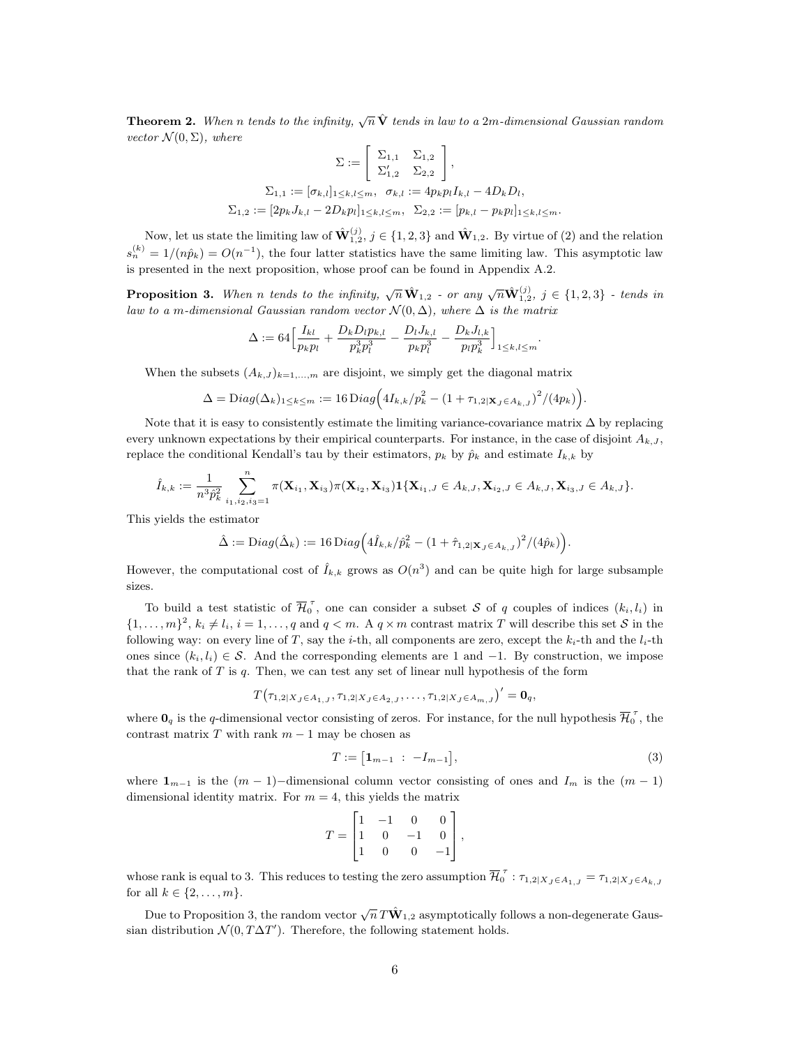**Theorem 2.** *When $n$ tends to the infinity, $\sqrt{n}\,\hat{\mathbf{V}}$ tends in law to a $2m$-dimensional Gaussian random vector $\mathcal{N}(0,\Sigma)$, where*

$$
\Sigma := \begin{bmatrix} \Sigma_{1,1} & \Sigma_{1,2} \\ \Sigma_{1,2}' & \Sigma_{2,2} \end{bmatrix},
$$

$$
\Sigma_{1,1} := [\sigma_{k,l}]_{1\leq k,l\leq m},\quad \sigma_{k,l} := 4p_k p_l I_{k,l} - 4D_k D_l,
$$

$$
\Sigma_{1,2} := [2p_k J_{k,l} - 2D_k p_l]_{1\leq k,l\leq m},\quad \Sigma_{2,2} := [p_{k,l} - p_k p_l]_{1\leq k,l\leq m}.
$$

Now, let us state the limiting law of $\hat{\mathbf{W}}^{(j)}_{1,2}$, $j\in\{1,2,3\}$ and $\hat{\mathbf{W}}_{1,2}$. By virtue of (2) and the relation $s^{(k)}_n = 1/(n\hat{p}_k) = O(n^{-1})$, the four latter statistics have the same limiting law. This asymptotic law is presented in the next proposition, whose proof can be found in Appendix A.2.

**Proposition 3.** *When $n$ tends to the infinity, $\sqrt{n}\,\hat{\mathbf{W}}_{1,2}$ - or any $\sqrt{n}\hat{\mathbf{W}}^{(j)}_{1,2}$, $j\in\{1,2,3\}$ - tends in law to a $m$-dimensional Gaussian random vector $\mathcal{N}(0,\Delta)$, where $\Delta$ is the matrix*

$$
\Delta := 64\Big[\frac{I_{kl}}{p_k p_l} + \frac{D_k D_l p_{k,l}}{p_k^3 p_l^3} - \frac{D_l J_{k,l}}{p_k p_l^3} - \frac{D_k J_{l,k}}{p_l p_k^3}\Big]_{1\leq k,l\leq m}.
$$

When the subsets $(A_{k,J})_{k=1,\dots,m}$ are disjoint, we simply get the diagonal matrix

$$
\Delta = \mathrm{D}iag(\Delta_k)_{1\leq k\leq m} := 16\,\mathrm{D}iag\Big(4I_{k,k}/p_k^2 - \big(1+\tau_{1,2|\mathbf{X}_J\in A_{k,J}}\big)^2/(4p_k)\Big).
$$

Note that it is easy to consistently estimate the limiting variance-covariance matrix $\Delta$ by replacing every unknown expectations by their empirical counterparts. For instance, in the case of disjoint $A_{k,J}$, replace the conditional Kendall's tau by their estimators, $p_k$ by $\hat{p}_k$ and estimate $I_{k,k}$ by

$$
\hat{I}_{k,k} := \frac{1}{n^3\hat{p}_k^2}\sum_{i_1,i_2,i_3=1}^n \pi(\mathbf{X}_{i_1},\mathbf{X}_{i_3})\pi(\mathbf{X}_{i_2},\mathbf{X}_{i_3})\mathbf{1}\{\mathbf{X}_{i_1,J}\in A_{k,J},\mathbf{X}_{i_2,J}\in A_{k,J},\mathbf{X}_{i_3,J}\in A_{k,J}\}.
$$

This yields the estimator

$$
\hat{\Delta} := \mathrm{D}iag(\hat{\Delta}_k) := 16\,\mathrm{D}iag\Big(4\hat{I}_{k,k}/\hat{p}_k^2 - \big(1+\hat{\tau}_{1,2|\mathbf{X}_J\in A_{k,J}}\big)^2/(4\hat{p}_k)\Big).
$$

However, the computational cost of $\hat{I}_{k,k}$ grows as $O(n^3)$ and can be quite high for large subsample sizes.

To build a test statistic of $\overline{\mathcal{H}}_0^{\,\tau}$, one can consider a subset $\mathcal{S}$ of $q$ couples of indices $(k_i,l_i)$ in $\{1,\dots,m\}^2$, $k_i\neq l_i$, $i=1,\dots,q$ and $q<m$. A $q\times m$ contrast matrix $T$ will describe this set $\mathcal{S}$ in the following way: on every line of $T$, say the $i$-th, all components are zero, except the $k_i$-th and the $l_i$-th ones since $(k_i,l_i)\in\mathcal{S}$. And the corresponding elements are 1 and $-1$. By construction, we impose that the rank of $T$ is $q$. Then, we can test any set of linear null hypothesis of the form

$$
T\big(\tau_{1,2|X_J\in A_{1,J}},\tau_{1,2|X_J\in A_{2,J}},\dots,\tau_{1,2|X_J\in A_{m,J}}\big)' = \mathbf{0}_q,
$$

where $\mathbf{0}_q$ is the $q$-dimensional vector consisting of zeros. For instance, for the null hypothesis $\overline{\mathcal{H}}_0^{\,\tau}$, the contrast matrix $T$ with rank $m-1$ may be chosen as

$$
T := \big[\mathbf{1}_{m-1}\ :\ -I_{m-1}\big], \tag{3}
$$

where $\mathbf{1}_{m-1}$ is the $(m-1)-$dimensional column vector consisting of ones and $I_m$ is the $(m-1)$ dimensional identity matrix. For $m=4$, this yields the matrix

$$
T = \begin{bmatrix} 1 & -1 & 0 & 0 \\ 1 & 0 & -1 & 0 \\ 1 & 0 & 0 & -1 \end{bmatrix},
$$

whose rank is equal to 3. This reduces to testing the zero assumption $\overline{\mathcal{H}}_0^{\,\tau}: \tau_{1,2|X_J\in A_{1,J}} = \tau_{1,2|X_J\in A_{k,J}}$ for all $k\in\{2,\dots,m\}$.

Due to Proposition 3, the random vector $\sqrt{n}\,T\hat{\mathbf{W}}_{1,2}$ asymptotically follows a non-degenerate Gaussian distribution $\mathcal{N}(0,T\Delta T')$. Therefore, the following statement holds.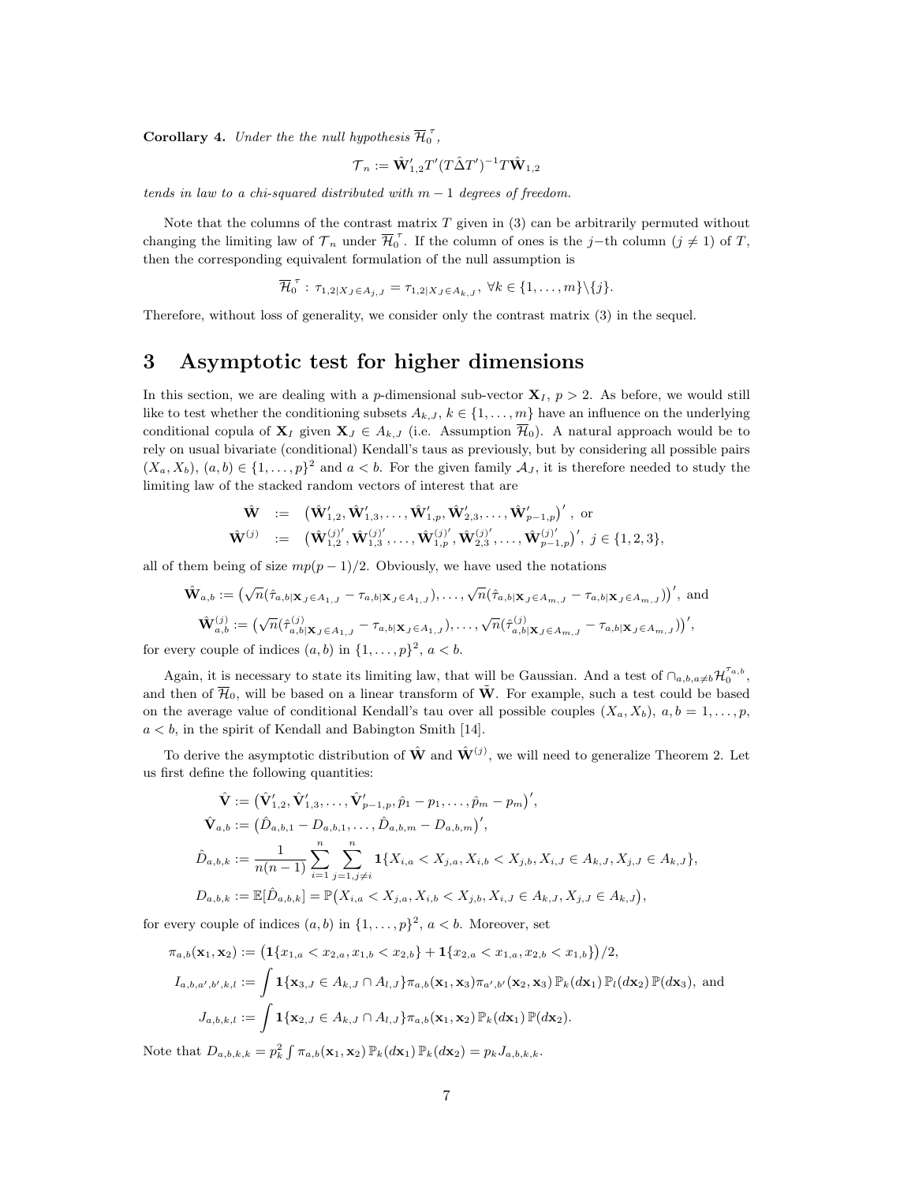**Corollary 4.** *Under the the null hypothesis $\overline{\mathcal{H}}_0^{\tau}$,*

$$\mathcal{T}_n := \hat{\mathbf{W}}_{1,2}' T'(T\hat{\Delta}T')^{-1}T\hat{\mathbf{W}}_{1,2}$$

*tends in law to a chi-squared distributed with $m-1$ degrees of freedom.*

Note that the columns of the contrast matrix $T$ given in (3) can be arbitrarily permuted without changing the limiting law of $\mathcal{T}_n$ under $\overline{\mathcal{H}}_0^{\tau}$. If the column of ones is the $j-$th column ($j \neq 1$) of $T$, then the corresponding equivalent formulation of the null assumption is

$$\overline{\mathcal{H}}_0^{\tau} : \tau_{1,2|X_J \in A_{j,J}} = \tau_{1,2|X_J \in A_{k,J}}, \; \forall k \in \{1,\dots,m\} \backslash \{j\}.$$

Therefore, without loss of generality, we consider only the contrast matrix (3) in the sequel.

# 3 Asymptotic test for higher dimensions

In this section, we are dealing with a $p$-dimensional sub-vector $\mathbf{X}_I$, $p > 2$. As before, we would still like to test whether the conditioning subsets $A_{k,J}$, $k \in \{1,\dots,m\}$ have an influence on the underlying conditional copula of $\mathbf{X}_I$ given $\mathbf{X}_J \in A_{k,J}$ (i.e. Assumption $\overline{\mathcal{H}}_0$). A natural approach would be to rely on usual bivariate (conditional) Kendall's taus as previously, but by considering all possible pairs $(X_a, X_b)$, $(a,b) \in \{1,\dots,p\}^2$ and $a < b$. For the given family $\mathcal{A}_J$, it is therefore needed to study the limiting law of the stacked random vectors of interest that are

$$\begin{aligned}
\hat{\mathbf{W}} &:= \left(\hat{\mathbf{W}}_{1,2}', \hat{\mathbf{W}}_{1,3}', \dots, \hat{\mathbf{W}}_{1,p}', \hat{\mathbf{W}}_{2,3}', \dots, \hat{\mathbf{W}}_{p-1,p}'\right)', \text{ or} \\
\hat{\mathbf{W}}^{(j)} &:= \left(\hat{\mathbf{W}}_{1,2}^{(j)'}, \hat{\mathbf{W}}_{1,3}^{(j)'}, \dots, \hat{\mathbf{W}}_{1,p}^{(j)'}, \hat{\mathbf{W}}_{2,3}^{(j)'}, \dots, \hat{\mathbf{W}}_{p-1,p}^{(j)'}\right)', \; j \in \{1,2,3\},
\end{aligned}$$

all of them being of size $mp(p-1)/2$. Obviously, we have used the notations

$$\hat{\mathbf{W}}_{a,b} := \left(\sqrt{n}(\hat{\tau}_{a,b|\mathbf{X}_J \in A_{1,J}} - \tau_{a,b|\mathbf{X}_J \in A_{1,J}}), \dots, \sqrt{n}(\hat{\tau}_{a,b|\mathbf{X}_J \in A_{m,J}} - \tau_{a,b|\mathbf{X}_J \in A_{m,J}})\right)', \text{ and}$$

$$\hat{\mathbf{W}}_{a,b}^{(j)} := \left(\sqrt{n}(\hat{\tau}^{(j)}_{a,b|\mathbf{X}_J \in A_{1,J}} - \tau_{a,b|\mathbf{X}_J \in A_{1,J}}), \dots, \sqrt{n}(\hat{\tau}^{(j)}_{a,b|\mathbf{X}_J \in A_{m,J}} - \tau_{a,b|\mathbf{X}_J \in A_{m,J}})\right)',$$

for every couple of indices $(a,b)$ in $\{1,\dots,p\}^2$, $a < b$.

Again, it is necessary to state its limiting law, that will be Gaussian. And a test of $\cap_{a,b,a\neq b}\mathcal{H}_0^{\tau_{a,b}}$, and then of $\overline{\mathcal{H}}_0$, will be based on a linear transform of $\hat{\mathbf{W}}$. For example, such a test could be based on the average value of conditional Kendall's tau over all possible couples $(X_a, X_b)$, $a, b = 1, \dots, p$, $a < b$, in the spirit of Kendall and Babington Smith [14].

To derive the asymptotic distribution of $\hat{\mathbf{W}}$ and $\hat{\mathbf{W}}^{(j)}$, we will need to generalize Theorem 2. Let us first define the following quantities:

$$\begin{aligned}
\hat{\mathbf{V}} &:= \left(\hat{\mathbf{V}}_{1,2}', \hat{\mathbf{V}}_{1,3}', \dots, \hat{\mathbf{V}}_{p-1,p}', \hat{p}_1 - p_1, \dots, \hat{p}_m - p_m\right)', \\
\hat{\mathbf{V}}_{a,b} &:= \left(\hat{D}_{a,b,1} - D_{a,b,1}, \dots, \hat{D}_{a,b,m} - D_{a,b,m}\right)', \\
\hat{D}_{a,b,k} &:= \frac{1}{n(n-1)} \sum_{i=1}^n \sum_{j=1, j\neq i}^n \mathbf{1}\{X_{i,a} < X_{j,a}, X_{i,b} < X_{j,b}, X_{i,J} \in A_{k,J}, X_{j,J} \in A_{k,J}\}, \\
D_{a,b,k} &:= \mathbb{E}[\hat{D}_{a,b,k}] = \mathbb{P}\left(X_{i,a} < X_{j,a}, X_{i,b} < X_{j,b}, X_{i,J} \in A_{k,J}, X_{j,J} \in A_{k,J}\right),
\end{aligned}$$

for every couple of indices $(a,b)$ in $\{1,\dots,p\}^2$, $a < b$. Moreover, set

$$\begin{aligned}
\pi_{a,b}(\mathbf{x}_1, \mathbf{x}_2) &:= \left(\mathbf{1}\{x_{1,a} < x_{2,a}, x_{1,b} < x_{2,b}\} + \mathbf{1}\{x_{2,a} < x_{1,a}, x_{2,b} < x_{1,b}\}\right)/2, \\
I_{a,b,a',b',k,l} &:= \int \mathbf{1}\{\mathbf{x}_{3,J} \in A_{k,J} \cap A_{l,J}\} \pi_{a,b}(\mathbf{x}_1, \mathbf{x}_3) \pi_{a',b'}(\mathbf{x}_2, \mathbf{x}_3) \, \mathbb{P}_k(d\mathbf{x}_1) \, \mathbb{P}_l(d\mathbf{x}_2) \, \mathbb{P}(d\mathbf{x}_3), \text{ and} \\
J_{a,b,k,l} &:= \int \mathbf{1}\{\mathbf{x}_{2,J} \in A_{k,J} \cap A_{l,J}\} \pi_{a,b}(\mathbf{x}_1, \mathbf{x}_2) \, \mathbb{P}_k(d\mathbf{x}_1) \, \mathbb{P}(d\mathbf{x}_2).
\end{aligned}$$

Note that $D_{a,b,k,k} = p_k^2 \int \pi_{a,b}(\mathbf{x}_1, \mathbf{x}_2) \, \mathbb{P}_k(d\mathbf{x}_1) \, \mathbb{P}_k(d\mathbf{x}_2) = p_k J_{a,b,k,k}$.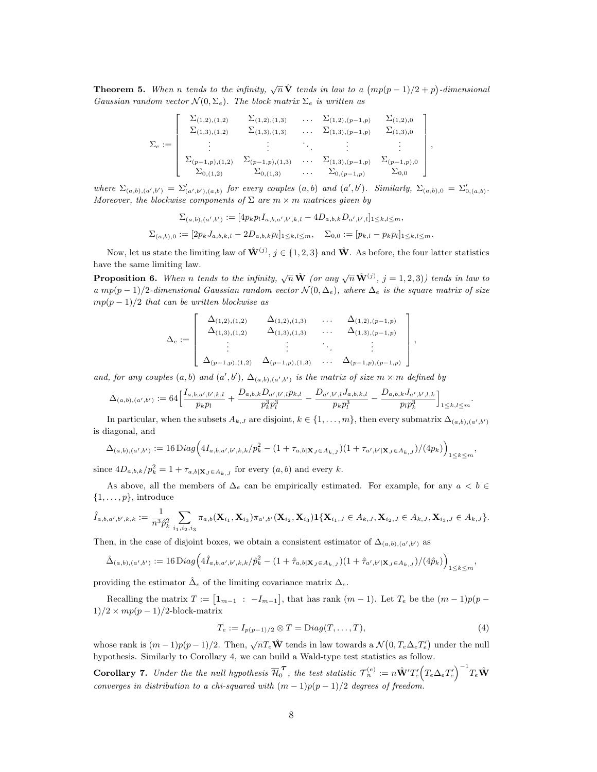**Theorem 5.** *When $n$ tends to the infinity, $\sqrt{n}\,\hat{\mathbf{V}}$ tends in law to a $\big(mp(p-1)/2+p\big)$-dimensional Gaussian random vector $\mathcal{N}(0,\Sigma_e)$. The block matrix $\Sigma_e$ is written as*

$$
\Sigma_e := \left[\begin{array}{ccccc}
\Sigma_{(1,2),(1,2)} & \Sigma_{(1,2),(1,3)} & \dots & \Sigma_{(1,2),(p-1,p)} & \Sigma_{(1,2),0} \\
\Sigma_{(1,3),(1,2)} & \Sigma_{(1,3),(1,3)} & \dots & \Sigma_{(1,3),(p-1,p)} & \Sigma_{(1,3),0} \\
\vdots & \vdots & \ddots & \vdots & \vdots \\
\Sigma_{(p-1,p),(1,2)} & \Sigma_{(p-1,p),(1,3)} & \dots & \Sigma_{(1,3),(p-1,p)} & \Sigma_{(p-1,p),0} \\
\Sigma_{0,(1,2)} & \Sigma_{0,(1,3)} & \dots & \Sigma_{0,(p-1,p)} & \Sigma_{0,0}
\end{array}\right],
$$

*where $\Sigma_{(a,b),(a',b')} = \Sigma'_{(a',b'),(a,b)}$ for every couples $(a,b)$ and $(a',b')$. Similarly, $\Sigma_{(a,b),0} = \Sigma'_{0,(a,b)}$. Moreover, the blockwise components of $\Sigma$ are $m\times m$ matrices given by*

$$
\Sigma_{(a,b),(a',b')} := [4p_k p_l I_{a,b,a',b',k,l} - 4D_{a,b,k}D_{a',b',l}]_{1\leq k,l\leq m},
$$

$$
\Sigma_{(a,b),0} := [2p_k J_{a,b,k,l} - 2D_{a,b,k}p_l]_{1\leq k,l\leq m}, \quad \Sigma_{0,0} := [p_{k,l} - p_k p_l]_{1\leq k,l\leq m}.
$$

Now, let us state the limiting law of $\hat{\mathbf{W}}^{(j)}$, $j\in\{1,2,3\}$ and $\hat{\mathbf{W}}$. As before, the four latter statistics have the same limiting law.

**Proposition 6.** *When $n$ tends to the infinity, $\sqrt{n}\,\hat{\mathbf{W}}$ (or any $\sqrt{n}\,\hat{\mathbf{W}}^{(j)}$, $j=1,2,3$)) tends in law to a $mp(p-1)/2$-dimensional Gaussian random vector $\mathcal{N}(0,\Delta_e)$, where $\Delta_e$ is the square matrix of size $mp(p-1)/2$ that can be written blockwise as*

$$
\Delta_e := \left[\begin{array}{cccc}
\Delta_{(1,2),(1,2)} & \Delta_{(1,2),(1,3)} & \dots & \Delta_{(1,2),(p-1,p)} \\
\Delta_{(1,3),(1,2)} & \Delta_{(1,3),(1,3)} & \dots & \Delta_{(1,3),(p-1,p)} \\
\vdots & \vdots & \ddots & \vdots \\
\Delta_{(p-1,p),(1,2)} & \Delta_{(p-1,p),(1,3)} & \dots & \Delta_{(p-1,p),(p-1,p)}
\end{array}\right],
$$

*and, for any couples $(a,b)$ and $(a',b')$, $\Delta_{(a,b),(a',b')}$ is the matrix of size $m\times m$ defined by*

$$
\Delta_{(a,b),(a',b')} := 64\Big[\frac{I_{a,b,a',b',k,l}}{p_k p_l} + \frac{D_{a,b,k}D_{a',b',l}p_{k,l}}{p_k^3 p_l^3} - \frac{D_{a',b',l}J_{a,b,k,l}}{p_k p_l^3} - \frac{D_{a,b,k}J_{a',b',l,k}}{p_l p_k^3}\Big]_{1\leq k,l\leq m}.
$$

In particular, when the subsets $A_{k,J}$ are disjoint, $k\in\{1,\dots,m\}$, then every submatrix $\Delta_{(a,b),(a',b')}$ is diagonal, and

$$
\Delta_{(a,b),(a',b')} := 16\,\mathrm{Diag}\Big(4I_{a,b,a',b',k,k}/p_k^2 - (1+\tau_{a,b|\mathbf{X}_J\in A_{k,J}})(1+\tau_{a',b'|\mathbf{X}_J\in A_{k,J}})/(4p_k)\Big)_{1\leq k\leq m},
$$

since $4D_{a,b,k}/p_k^2 = 1+\tau_{a,b|\mathbf{X}_J\in A_{k,J}}$ for every $(a,b)$ and every $k$.

As above, all the members of $\Delta_e$ can be empirically estimated. For example, for any $a<b\in\{1,\dots,p\}$, introduce

$$
\hat{I}_{a,b,a',b',k,k} := \frac{1}{n^3\hat{p}_k^2}\sum_{i_1,i_2,i_3}\pi_{a,b}(\mathbf{X}_{i_1},\mathbf{X}_{i_3})\pi_{a',b'}(\mathbf{X}_{i_2},\mathbf{X}_{i_3})\mathbf{1}\{\mathbf{X}_{i_1,J}\in A_{k,J},\mathbf{X}_{i_2,J}\in A_{k,J},\mathbf{X}_{i_3,J}\in A_{k,J}\}.
$$

Then, in the case of disjoint boxes, we obtain a consistent estimator of $\Delta_{(a,b),(a',b')}$ as

$$
\hat{\Delta}_{(a,b),(a',b')} := 16\,\mathrm{Diag}\Big(4\hat{I}_{a,b,a',b',k,k}/\hat{p}_k^2 - (1+\hat{\tau}_{a,b|\mathbf{X}_J\in A_{k,J}})(1+\hat{\tau}_{a',b'|\mathbf{X}_J\in A_{k,J}})/(4\hat{p}_k)\Big)_{1\leq k\leq m},
$$

providing the estimator $\hat{\Delta}_e$ of the limiting covariance matrix $\Delta_e$.

Recalling the matrix $T := \big[\mathbf{1}_{m-1}\ :\ -I_{m-1}\big]$, that has rank $(m-1)$. Let $T_e$ be the $(m-1)p(p-1)/2\times mp(p-1)/2$-block-matrix

$$
T_e := I_{p(p-1)/2}\otimes T = \mathrm{Diag}(T,\dots,T), \tag{4}
$$

whose rank is $(m-1)p(p-1)/2$. Then, $\sqrt{n}T_e\hat{\mathbf{W}}$ tends in law towards a $\mathcal{N}\big(0,T_e\Delta_e T_e'\big)$ under the null hypothesis. Similarly to Corollary 4, we can build a Wald-type test statistics as follow.

**Corollary 7.** *Under the the null hypothesis $\overline{\mathcal{H}}_0^{\boldsymbol{\tau}}$, the test statistic $\mathcal{T}_n^{(e)} := n\hat{\mathbf{W}}'T_e'\Big(T_e\Delta_e T_e'\Big)^{-1}T_e\hat{\mathbf{W}}$ converges in distribution to a chi-squared with $(m-1)p(p-1)/2$ degrees of freedom.*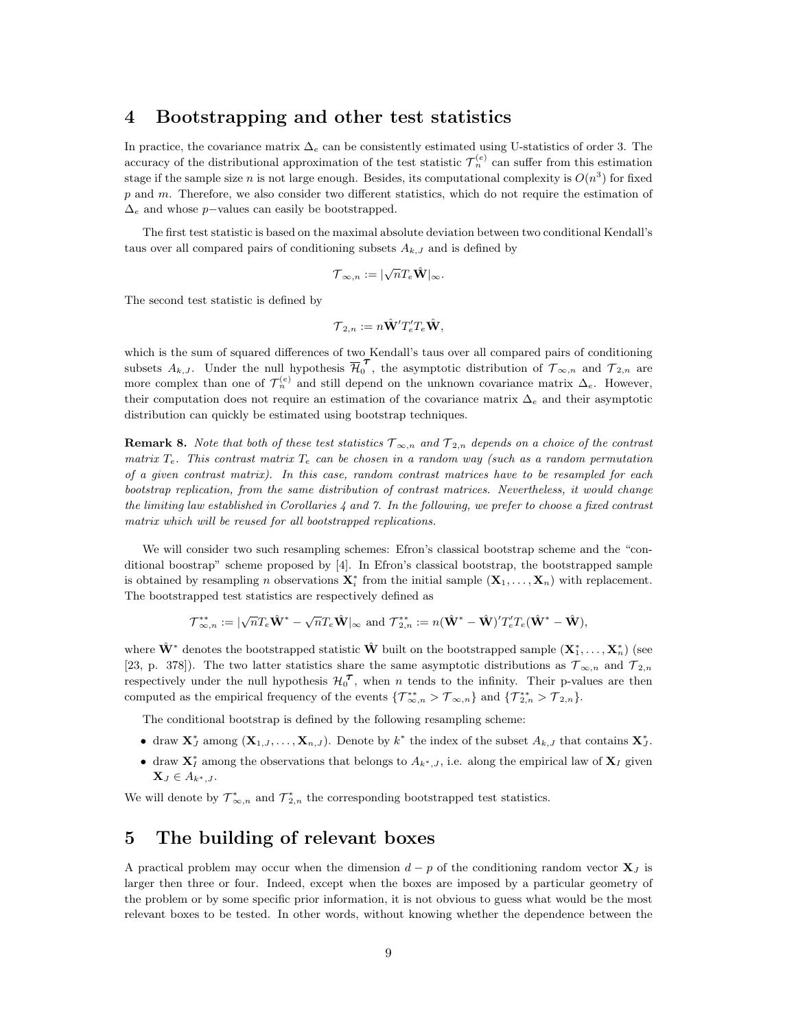## 4 Bootstrapping and other test statistics

In practice, the covariance matrix $\Delta_e$ can be consistently estimated using U-statistics of order 3. The accuracy of the distributional approximation of the test statistic $\mathcal{T}_n^{(e)}$ can suffer from this estimation stage if the sample size $n$ is not large enough. Besides, its computational complexity is $O(n^3)$ for fixed $p$ and $m$. Therefore, we also consider two different statistics, which do not require the estimation of $\Delta_e$ and whose $p-$values can easily be bootstrapped.

The first test statistic is based on the maximal absolute deviation between two conditional Kendall's taus over all compared pairs of conditioning subsets $A_{k,J}$ and is defined by

$$\mathcal{T}_{\infty,n} := |\sqrt{n} T_e \hat{\mathbf{W}}|_\infty.$$

The second test statistic is defined by

$$\mathcal{T}_{2,n} := n \hat{\mathbf{W}}' T_e' T_e \hat{\mathbf{W}},$$

which is the sum of squared differences of two Kendall's taus over all compared pairs of conditioning subsets $A_{k,J}$. Under the null hypothesis $\overline{\mathcal{H}}_0^{\boldsymbol{\tau}}$, the asymptotic distribution of $\mathcal{T}_{\infty,n}$ and $\mathcal{T}_{2,n}$ are more complex than one of $\mathcal{T}_n^{(e)}$ and still depend on the unknown covariance matrix $\Delta_e$. However, their computation does not require an estimation of the covariance matrix $\Delta_e$ and their asymptotic distribution can quickly be estimated using bootstrap techniques.

**Remark 8.** *Note that both of these test statistics $\mathcal{T}_{\infty,n}$ and $\mathcal{T}_{2,n}$ depends on a choice of the contrast matrix $T_e$. This contrast matrix $T_e$ can be chosen in a random way (such as a random permutation of a given contrast matrix). In this case, random contrast matrices have to be resampled for each bootstrap replication, from the same distribution of contrast matrices. Nevertheless, it would change the limiting law established in Corollaries 4 and 7. In the following, we prefer to choose a fixed contrast matrix which will be reused for all bootstrapped replications.*

We will consider two such resampling schemes: Efron's classical bootstrap scheme and the "conditional boostrap" scheme proposed by [4]. In Efron's classical bootstrap, the bootstrapped sample is obtained by resampling $n$ observations $\mathbf{X}_i^*$ from the initial sample $(\mathbf{X}_1, \dots, \mathbf{X}_n)$ with replacement. The bootstrapped test statistics are respectively defined as

$$\mathcal{T}_{\infty,n}^{**} := |\sqrt{n} T_e \hat{\mathbf{W}}^* - \sqrt{n} T_e \hat{\mathbf{W}}|_\infty \text{ and } \mathcal{T}_{2,n}^{**} := n(\hat{\mathbf{W}}^* - \hat{\mathbf{W}})' T_e' T_e (\hat{\mathbf{W}}^* - \hat{\mathbf{W}}),$$

where $\hat{\mathbf{W}}^*$ denotes the bootstrapped statistic $\hat{\mathbf{W}}$ built on the bootstrapped sample $(\mathbf{X}_1^*, \dots, \mathbf{X}_n^*)$ (see [23, p. 378]). The two latter statistics share the same asymptotic distributions as $\mathcal{T}_{\infty,n}$ and $\mathcal{T}_{2,n}$ respectively under the null hypothesis $\mathcal{H}_0^{\boldsymbol{\tau}}$, when $n$ tends to the infinity. Their p-values are then computed as the empirical frequency of the events $\{\mathcal{T}_{\infty,n}^{**} > \mathcal{T}_{\infty,n}\}$ and $\{\mathcal{T}_{2,n}^{**} > \mathcal{T}_{2,n}\}$.

The conditional bootstrap is defined by the following resampling scheme:

- draw $\mathbf{X}_J^*$ among $(\mathbf{X}_{1,J}, \dots, \mathbf{X}_{n,J})$. Denote by $k^*$ the index of the subset $A_{k,J}$ that contains $\mathbf{X}_J^*$.
- draw $\mathbf{X}_I^*$ among the observations that belongs to $A_{k^*,J}$, i.e. along the empirical law of $\mathbf{X}_I$ given $\mathbf{X}_J \in A_{k^*,J}$.

We will denote by $\mathcal{T}_{\infty,n}^*$ and $\mathcal{T}_{2,n}^*$ the corresponding bootstrapped test statistics.

## 5 The building of relevant boxes

A practical problem may occur when the dimension $d-p$ of the conditioning random vector $\mathbf{X}_J$ is larger then three or four. Indeed, except when the boxes are imposed by a particular geometry of the problem or by some specific prior information, it is not obvious to guess what would be the most relevant boxes to be tested. In other words, without knowing whether the dependence between the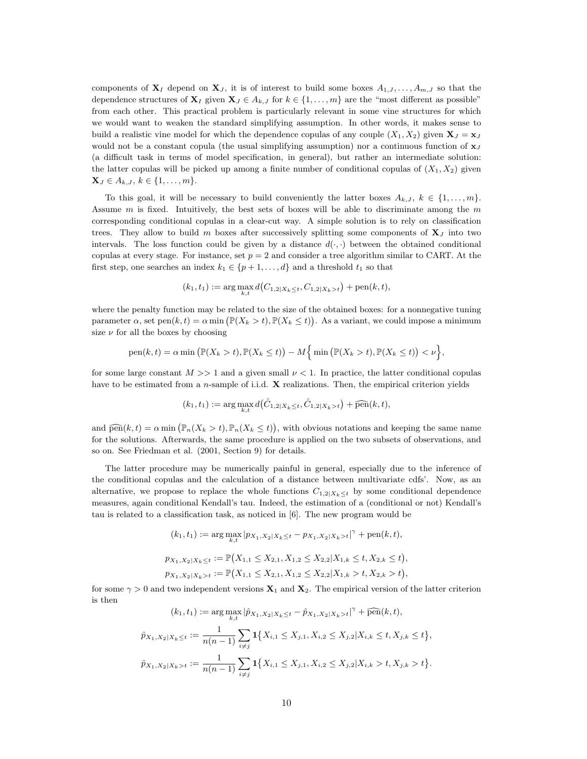components of $\mathbf{X}_I$ depend on $\mathbf{X}_J$, it is of interest to build some boxes $A_{1,J},\ldots,A_{m,J}$ so that the dependence structures of $\mathbf{X}_I$ given $\mathbf{X}_J \in A_{k,J}$ for $k \in \{1,\ldots,m\}$ are the "most different as possible" from each other. This practical problem is particularly relevant in some vine structures for which we would want to weaken the standard simplifying assumption. In other words, it makes sense to build a realistic vine model for which the dependence copulas of any couple $(X_1, X_2)$ given $\mathbf{X}_J = \mathbf{x}_J$ would not be a constant copula (the usual simplifying assumption) nor a continuous function of $\mathbf{x}_J$ (a difficult task in terms of model specification, in general), but rather an intermediate solution: the latter copulas will be picked up among a finite number of conditional copulas of $(X_1, X_2)$ given $\mathbf{X}_J \in A_{k,J}$, $k \in \{1,\ldots,m\}$.

To this goal, it will be necessary to build conveniently the latter boxes $A_{k,J}$, $k \in \{1,\ldots,m\}$. Assume $m$ is fixed. Intuitively, the best sets of boxes will be able to discriminate among the $m$ corresponding conditional copulas in a clear-cut way. A simple solution is to rely on classification trees. They allow to build $m$ boxes after successively splitting some components of $\mathbf{X}_J$ into two intervals. The loss function could be given by a distance $d(\cdot,\cdot)$ between the obtained conditional copulas at every stage. For instance, set $p = 2$ and consider a tree algorithm similar to CART. At the first step, one searches an index $k_1 \in \{p+1,\ldots,d\}$ and a threshold $t_1$ so that

$$(k_1, t_1) := \arg\max_{k,t} d\big(C_{1,2|X_k \leq t}, C_{1,2|X_k > t}\big) + \mathrm{pen}(k,t),$$

where the penalty function may be related to the size of the obtained boxes: for a nonnegative tuning parameter $\alpha$, set $\mathrm{pen}(k,t) = \alpha \min\big(\mathbb{P}(X_k > t), \mathbb{P}(X_k \leq t)\big)$. As a variant, we could impose a minimum size $\nu$ for all the boxes by choosing

$$\mathrm{pen}(k,t) = \alpha \min\big(\mathbb{P}(X_k > t), \mathbb{P}(X_k \leq t)\big) - M\Big\{ \min\big(\mathbb{P}(X_k > t), \mathbb{P}(X_k \leq t)\big) < \nu \Big\},$$

for some large constant $M >> 1$ and a given small $\nu < 1$. In practice, the latter conditional copulas have to be estimated from a $n$-sample of i.i.d. $\mathbf{X}$ realizations. Then, the empirical criterion yields

$$(k_1, t_1) := \arg\max_{k,t} d\big(\hat{C}_{1,2|X_k \leq t}, \hat{C}_{1,2|X_k > t}\big) + \widehat{\mathrm{pen}}(k,t),$$

and $\widehat{\mathrm{pen}}(k,t) = \alpha \min\big(\mathbb{P}_n(X_k > t), \mathbb{P}_n(X_k \leq t)\big)$, with obvious notations and keeping the same name for the solutions. Afterwards, the same procedure is applied on the two subsets of observations, and so on. See Friedman et al. (2001, Section 9) for details.

The latter procedure may be numerically painful in general, especially due to the inference of the conditional copulas and the calculation of a distance between multivariate cdfs'. Now, as an alternative, we propose to replace the whole functions $C_{1,2|X_k \leq t}$ by some conditional dependence measures, again conditional Kendall's tau. Indeed, the estimation of a (conditional or not) Kendall's tau is related to a classification task, as noticed in [6]. The new program would be

$$(k_1, t_1) := \arg\max_{k,t} |p_{X_1,X_2|X_k \leq t} - p_{X_1,X_2|X_k > t}|^{\gamma} + \mathrm{pen}(k,t),$$

$$p_{X_1,X_2|X_k \leq t} := \mathbb{P}\big(X_{1,1} \leq X_{2,1}, X_{1,2} \leq X_{2,2} | X_{1,k} \leq t, X_{2,k} \leq t\big),$$
$$p_{X_1,X_2|X_k > t} := \mathbb{P}\big(X_{1,1} \leq X_{2,1}, X_{1,2} \leq X_{2,2} | X_{1,k} > t, X_{2,k} > t\big),$$

for some $\gamma > 0$ and two independent versions $\mathbf{X}_1$ and $\mathbf{X}_2$. The empirical version of the latter criterion is then

$$(k_1, t_1) := \arg\max_{k,t} |\hat{p}_{X_1,X_2|X_k \leq t} - \hat{p}_{X_1,X_2|X_k > t}|^{\gamma} + \widehat{\mathrm{pen}}(k,t),$$

$$\hat{p}_{X_1,X_2|X_k \leq t} := \frac{1}{n(n-1)} \sum_{i \neq j} \mathbf{1}\big\{ X_{i,1} \leq X_{j,1}, X_{i,2} \leq X_{j,2} | X_{i,k} \leq t, X_{j,k} \leq t \big\},$$

$$\hat{p}_{X_1,X_2|X_k > t} := \frac{1}{n(n-1)} \sum_{i \neq j} \mathbf{1}\big\{ X_{i,1} \leq X_{j,1}, X_{i,2} \leq X_{j,2} | X_{i,k} > t, X_{j,k} > t \big\}.$$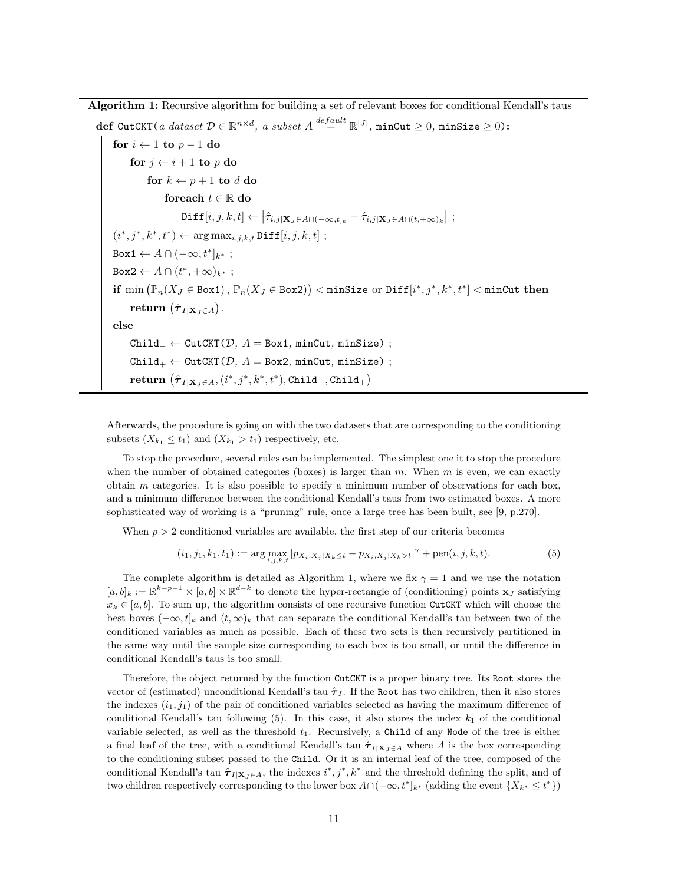**Algorithm 1:** Recursive algorithm for building a set of relevant boxes for conditional Kendall's taus

```
def CutCKT(a dataset D ∈ R^{n×d}, a subset A =(default) R^{|J|}, minCut ≥ 0, minSize ≥ 0):
    for i ← 1 to p − 1 do
        for j ← i + 1 to p do
            for k ← p + 1 to d do
                foreach t ∈ R do
                    Diff[i, j, k, t] ← | τ̂_{i,j|X_J ∈ A∩(−∞,t]_k} − τ̂_{i,j|X_J ∈ A∩(t,+∞)_k} | ;
    (i*, j*, k*, t*) ← argmax_{i,j,k,t} Diff[i, j, k, t] ;
    Box1 ← A ∩ (−∞, t*]_{k*} ;
    Box2 ← A ∩ (t*, +∞)_{k*} ;
    if min( P_n(X_J ∈ Box1) , P_n(X_J ∈ Box2) ) < minSize or Diff[i*, j*, k*, t*] < minCut then
        return ( τ̂_{I|X_J ∈ A} ).
    else
        Child₋ ← CutCKT(D, A = Box1, minCut, minSize) ;
        Child₊ ← CutCKT(D, A = Box2, minCut, minSize) ;
        return ( τ̂_{I|X_J ∈ A}, (i*, j*, k*, t*), Child₋, Child₊ )
```

Afterwards, the procedure is going on with the two datasets that are corresponding to the conditioning subsets $(X_{k_1} \leq t_1)$ and $(X_{k_1} > t_1)$ respectively, etc.

To stop the procedure, several rules can be implemented. The simplest one it to stop the procedure when the number of obtained categories (boxes) is larger than $m$. When $m$ is even, we can exactly obtain $m$ categories. It is also possible to specify a minimum number of observations for each box, and a minimum difference between the conditional Kendall's taus from two estimated boxes. A more sophisticated way of working is a "pruning" rule, once a large tree has been built, see [9, p.270].

When $p > 2$ conditioned variables are available, the first step of our criteria becomes

$$(i_1, j_1, k_1, t_1) := \arg\max_{i,j,k,t} |p_{X_i, X_j | X_k \leq t} - p_{X_i, X_j | X_k > t}|^{\gamma} + \text{pen}(i, j, k, t). \tag{5}$$

The complete algorithm is detailed as Algorithm 1, where we fix $\gamma = 1$ and we use the notation $[a, b]_k := \mathbb{R}^{k-p-1} \times [a, b] \times \mathbb{R}^{d-k}$ to denote the hyper-rectangle of (conditioning) points $\mathbf{x}_J$ satisfying $x_k \in [a, b]$. To sum up, the algorithm consists of one recursive function `CutCKT` which will choose the best boxes $(-\infty, t]_k$ and $(t, \infty)_k$ that can separate the conditional Kendall's tau between two of the conditioned variables as much as possible. Each of these two sets is then recursively partitioned in the same way until the sample size corresponding to each box is too small, or until the difference in conditional Kendall's taus is too small.

Therefore, the object returned by the function `CutCKT` is a proper binary tree. Its `Root` stores the vector of (estimated) unconditional Kendall's tau $\hat{\boldsymbol{\tau}}_I$. If the `Root` has two children, then it also stores the indexes $(i_1, j_1)$ of the pair of conditioned variables selected as having the maximum difference of conditional Kendall's tau following (5). In this case, it also stores the index $k_1$ of the conditional variable selected, as well as the threshold $t_1$. Recursively, a `Child` of any `Node` of the tree is either a final leaf of the tree, with a conditional Kendall's tau $\hat{\boldsymbol{\tau}}_{I|\mathbf{X}_J \in A}$ where $A$ is the box corresponding to the conditioning subset passed to the `Child`. Or it is an internal leaf of the tree, composed of the conditional Kendall's tau $\hat{\boldsymbol{\tau}}_{I|\mathbf{X}_J \in A}$, the indexes $i^*, j^*, k^*$ and the threshold defining the split, and of two children respectively corresponding to the lower box $A \cap (-\infty, t^*]_{k^*}$ (adding the event $\{X_{k^*} \leq t^*\}$)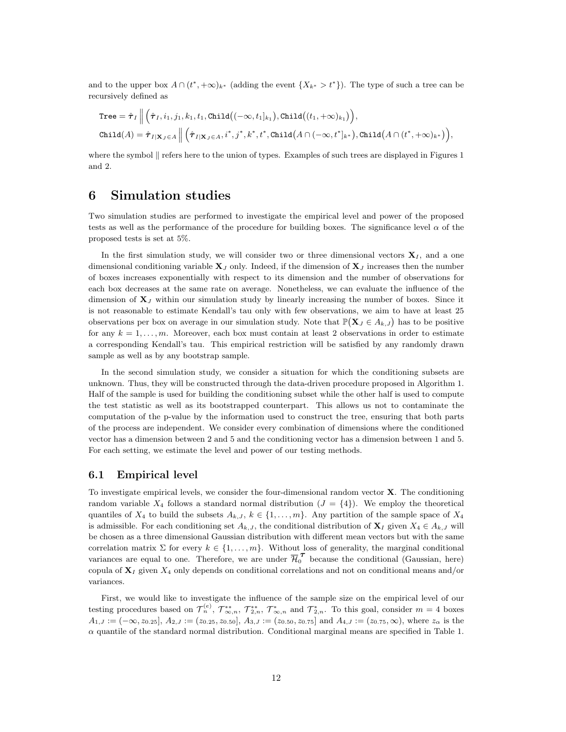and to the upper box $A \cap (t^*, +\infty)_{k^*}$ (adding the event $\{X_{k^*} > t^*\}$). The type of such a tree can be recursively defined as

$$\texttt{Tree} = \hat{\boldsymbol{\tau}}_I \,\Big\|\, \Big(\hat{\boldsymbol{\tau}}_I, i_1, j_1, k_1, t_1, \texttt{Child}\big((-\infty, t_1]_{k_1}\big), \texttt{Child}\big((t_1, +\infty)_{k_1}\big)\Big),$$
$$\texttt{Child}(A) = \hat{\boldsymbol{\tau}}_{I|\mathbf{X}_J \in A} \,\Big\|\, \Big(\hat{\boldsymbol{\tau}}_{I|\mathbf{X}_J \in A}, i^*, j^*, k^*, t^*, \texttt{Child}\big(A \cap (-\infty, t^*]_{k^*}\big), \texttt{Child}\big(A \cap (t^*, +\infty)_{k^*}\big)\Big),$$

where the symbol $\|$ refers here to the union of types. Examples of such trees are displayed in Figures 1 and 2.

# 6 Simulation studies

Two simulation studies are performed to investigate the empirical level and power of the proposed tests as well as the performance of the procedure for building boxes. The significance level $\alpha$ of the proposed tests is set at 5%.

In the first simulation study, we will consider two or three dimensional vectors $\mathbf{X}_I$, and a one dimensional conditioning variable $\mathbf{X}_J$ only. Indeed, if the dimension of $\mathbf{X}_J$ increases then the number of boxes increases exponentially with respect to its dimension and the number of observations for each box decreases at the same rate on average. Nonetheless, we can evaluate the influence of the dimension of $\mathbf{X}_J$ within our simulation study by linearly increasing the number of boxes. Since it is not reasonable to estimate Kendall's tau only with few observations, we aim to have at least 25 observations per box on average in our simulation study. Note that $\mathbb{P}\big(\mathbf{X}_J \in A_{k,J}\big)$ has to be positive for any $k = 1, \dots, m$. Moreover, each box must contain at least 2 observations in order to estimate a corresponding Kendall's tau. This empirical restriction will be satisfied by any randomly drawn sample as well as by any bootstrap sample.

In the second simulation study, we consider a situation for which the conditioning subsets are unknown. Thus, they will be constructed through the data-driven procedure proposed in Algorithm 1. Half of the sample is used for building the conditioning subset while the other half is used to compute the test statistic as well as its bootstrapped counterpart. This allows us not to contaminate the computation of the p-value by the information used to construct the tree, ensuring that both parts of the process are independent. We consider every combination of dimensions where the conditioned vector has a dimension between 2 and 5 and the conditioning vector has a dimension between 1 and 5. For each setting, we estimate the level and power of our testing methods.

## 6.1 Empirical level

To investigate empirical levels, we consider the four-dimensional random vector $\mathbf{X}$. The conditioning random variable $X_4$ follows a standard normal distribution ($J = \{4\}$). We employ the theoretical quantiles of $X_4$ to build the subsets $A_{k,J}$, $k \in \{1, \dots, m\}$. Any partition of the sample space of $X_4$ is admissible. For each conditioning set $A_{k,J}$, the conditional distribution of $\mathbf{X}_I$ given $X_4 \in A_{k,J}$ will be chosen as a three dimensional Gaussian distribution with different mean vectors but with the same correlation matrix $\Sigma$ for every $k \in \{1, \dots, m\}$. Without loss of generality, the marginal conditional variances are equal to one. Therefore, we are under $\overline{\mathcal{H}}_0^{\boldsymbol{\tau}}$ because the conditional (Gaussian, here) copula of $\mathbf{X}_I$ given $X_4$ only depends on conditional correlations and not on conditional means and/or variances.

First, we would like to investigate the influence of the sample size on the empirical level of our testing procedures based on $\mathcal{T}_n^{(e)}$, $\mathcal{T}_{\infty,n}^{**}$, $\mathcal{T}_{2,n}^{**}$, $\mathcal{T}_{\infty,n}^{*}$ and $\mathcal{T}_{2,n}^{*}$. To this goal, consider $m = 4$ boxes $A_{1,J} := (-\infty, z_{0.25}]$, $A_{2,J} := (z_{0.25}, z_{0.50}]$, $A_{3,J} := (z_{0.50}, z_{0.75}]$ and $A_{4,J} := (z_{0.75}, \infty)$, where $z_\alpha$ is the $\alpha$ quantile of the standard normal distribution. Conditional marginal means are specified in Table 1.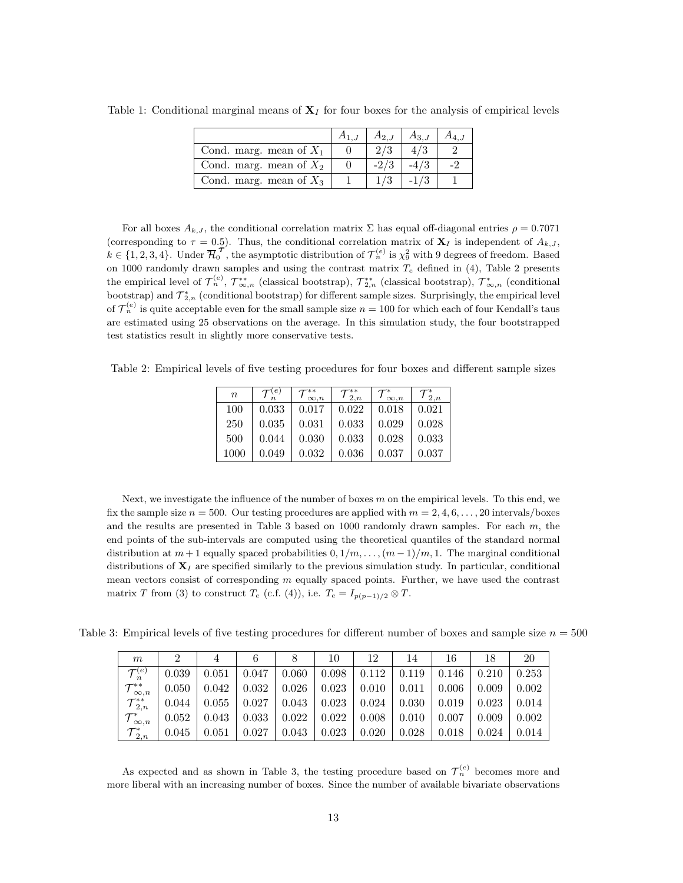Table 1: Conditional marginal means of $\mathbf{X}_I$ for four boxes for the analysis of empirical levels

| | $A_{1,J}$ | $A_{2,J}$ | $A_{3,J}$ | $A_{4,J}$ |
|---|---|---|---|---|
| Cond. marg. mean of $X_1$ | 0 | 2/3 | 4/3 | 2 |
| Cond. marg. mean of $X_2$ | 0 | -2/3 | -4/3 | -2 |
| Cond. marg. mean of $X_3$ | 1 | 1/3 | -1/3 | 1 |

For all boxes $A_{k,J}$, the conditional correlation matrix $\Sigma$ has equal off-diagonal entries $\rho = 0.7071$ (corresponding to $\tau = 0.5$). Thus, the conditional correlation matrix of $\mathbf{X}_I$ is independent of $A_{k,J}$, $k \in \{1,2,3,4\}$. Under $\overline{\mathcal{H}}_0^{\boldsymbol{\tau}}$, the asymptotic distribution of $\mathcal{T}_n^{(e)}$ is $\chi^2_9$ with 9 degrees of freedom. Based on 1000 randomly drawn samples and using the contrast matrix $T_e$ defined in (4), Table 2 presents the empirical level of $\mathcal{T}_n^{(e)}$, $\mathcal{T}_{\infty,n}^{**}$ (classical bootstrap), $\mathcal{T}_{2,n}^{**}$ (classical bootstrap), $\mathcal{T}_{\infty,n}^{*}$ (conditional bootstrap) and $\mathcal{T}_{2,n}^{*}$ (conditional bootstrap) for different sample sizes. Surprisingly, the empirical level of $\mathcal{T}_n^{(e)}$ is quite acceptable even for the small sample size $n = 100$ for which each of four Kendall's taus are estimated using 25 observations on the average. In this simulation study, the four bootstrapped test statistics result in slightly more conservative tests.

Table 2: Empirical levels of five testing procedures for four boxes and different sample sizes

| $n$ | $\mathcal{T}_n^{(e)}$ | $\mathcal{T}_{\infty,n}^{**}$ | $\mathcal{T}_{2,n}^{**}$ | $\mathcal{T}_{\infty,n}^{*}$ | $\mathcal{T}_{2,n}^{*}$ |
|---|---|---|---|---|---|
| 100 | 0.033 | 0.017 | 0.022 | 0.018 | 0.021 |
| 250 | 0.035 | 0.031 | 0.033 | 0.029 | 0.028 |
| 500 | 0.044 | 0.030 | 0.033 | 0.028 | 0.033 |
| 1000 | 0.049 | 0.032 | 0.036 | 0.037 | 0.037 |

Next, we investigate the influence of the number of boxes $m$ on the empirical levels. To this end, we fix the sample size $n = 500$. Our testing procedures are applied with $m = 2, 4, 6, \ldots, 20$ intervals/boxes and the results are presented in Table 3 based on 1000 randomly drawn samples. For each $m$, the end points of the sub-intervals are computed using the theoretical quantiles of the standard normal distribution at $m+1$ equally spaced probabilities $0, 1/m, \ldots, (m-1)/m, 1$. The marginal conditional distributions of $\mathbf{X}_I$ are specified similarly to the previous simulation study. In particular, conditional mean vectors consist of corresponding $m$ equally spaced points. Further, we have used the contrast matrix $T$ from (3) to construct $T_e$ (c.f. (4)), i.e. $T_e = I_{p(p-1)/2} \otimes T$.

Table 3: Empirical levels of five testing procedures for different number of boxes and sample size $n = 500$

| $m$ | 2 | 4 | 6 | 8 | 10 | 12 | 14 | 16 | 18 | 20 |
|---|---|---|---|---|---|---|---|---|---|---|
| $\mathcal{T}_n^{(e)}$ | 0.039 | 0.051 | 0.047 | 0.060 | 0.098 | 0.112 | 0.119 | 0.146 | 0.210 | 0.253 |
| $\mathcal{T}_{\infty,n}^{**}$ | 0.050 | 0.042 | 0.032 | 0.026 | 0.023 | 0.010 | 0.011 | 0.006 | 0.009 | 0.002 |
| $\mathcal{T}_{2,n}^{**}$ | 0.044 | 0.055 | 0.027 | 0.043 | 0.023 | 0.024 | 0.030 | 0.019 | 0.023 | 0.014 |
| $\mathcal{T}_{\infty,n}^{*}$ | 0.052 | 0.043 | 0.033 | 0.022 | 0.022 | 0.008 | 0.010 | 0.007 | 0.009 | 0.002 |
| $\mathcal{T}_{2,n}^{*}$ | 0.045 | 0.051 | 0.027 | 0.043 | 0.023 | 0.020 | 0.028 | 0.018 | 0.024 | 0.014 |

As expected and as shown in Table 3, the testing procedure based on $\mathcal{T}_n^{(e)}$ becomes more and more liberal with an increasing number of boxes. Since the number of available bivariate observations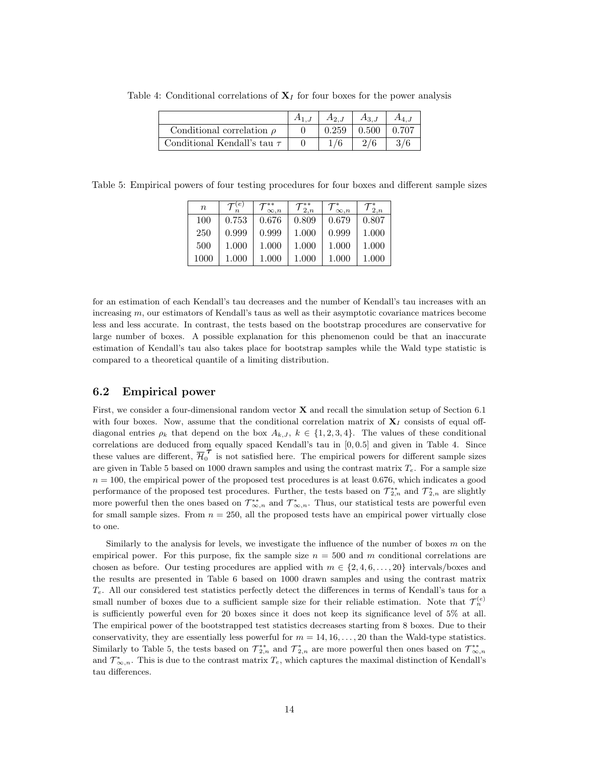Table 4: Conditional correlations of $\mathbf{X}_I$ for four boxes for the power analysis

| | $A_{1,J}$ | $A_{2,J}$ | $A_{3,J}$ | $A_{4,J}$ |
|---|---|---|---|---|
| Conditional correlation $\rho$ | 0 | 0.259 | 0.500 | 0.707 |
| Conditional Kendall's tau $\tau$ | 0 | 1/6 | 2/6 | 3/6 |

Table 5: Empirical powers of four testing procedures for four boxes and different sample sizes

| $n$ | $\mathcal{T}_n^{(e)}$ | $\mathcal{T}_{\infty,n}^{**}$ | $\mathcal{T}_{2,n}^{**}$ | $\mathcal{T}_{\infty,n}^{*}$ | $\mathcal{T}_{2,n}^{*}$ |
|---|---|---|---|---|---|
| 100 | 0.753 | 0.676 | 0.809 | 0.679 | 0.807 |
| 250 | 0.999 | 0.999 | 1.000 | 0.999 | 1.000 |
| 500 | 1.000 | 1.000 | 1.000 | 1.000 | 1.000 |
| 1000 | 1.000 | 1.000 | 1.000 | 1.000 | 1.000 |

for an estimation of each Kendall's tau decreases and the number of Kendall's tau increases with an increasing $m$, our estimators of Kendall's taus as well as their asymptotic covariance matrices become less and less accurate. In contrast, the tests based on the bootstrap procedures are conservative for large number of boxes. A possible explanation for this phenomenon could be that an inaccurate estimation of Kendall's tau also takes place for bootstrap samples while the Wald type statistic is compared to a theoretical quantile of a limiting distribution.

### 6.2 Empirical power

First, we consider a four-dimensional random vector $\mathbf{X}$ and recall the simulation setup of Section 6.1 with four boxes. Now, assume that the conditional correlation matrix of $\mathbf{X}_I$ consists of equal off-diagonal entries $\rho_k$ that depend on the box $A_{k,J}$, $k \in \{1, 2, 3, 4\}$. The values of these conditional correlations are deduced from equally spaced Kendall's tau in $[0, 0.5]$ and given in Table 4. Since these values are different, $\overline{\mathcal{H}}_0^{\boldsymbol{\tau}}$ is not satisfied here. The empirical powers for different sample sizes are given in Table 5 based on 1000 drawn samples and using the contrast matrix $T_e$. For a sample size $n = 100$, the empirical power of the proposed test procedures is at least 0.676, which indicates a good performance of the proposed test procedures. Further, the tests based on $\mathcal{T}_{2,n}^{**}$ and $\mathcal{T}_{2,n}^{*}$ are slightly more powerful then the ones based on $\mathcal{T}_{\infty,n}^{**}$ and $\mathcal{T}_{\infty,n}^{*}$. Thus, our statistical tests are powerful even for small sample sizes. From $n = 250$, all the proposed tests have an empirical power virtually close to one.

Similarly to the analysis for levels, we investigate the influence of the number of boxes $m$ on the empirical power. For this purpose, fix the sample size $n = 500$ and $m$ conditional correlations are chosen as before. Our testing procedures are applied with $m \in \{2, 4, 6, \dots, 20\}$ intervals/boxes and the results are presented in Table 6 based on 1000 drawn samples and using the contrast matrix $T_e$. All our considered test statistics perfectly detect the differences in terms of Kendall's taus for a small number of boxes due to a sufficient sample size for their reliable estimation. Note that $\mathcal{T}_n^{(e)}$ is sufficiently powerful even for 20 boxes since it does not keep its significance level of 5% at all. The empirical power of the bootstrapped test statistics decreases starting from 8 boxes. Due to their conservativity, they are essentially less powerful for $m = 14, 16, \dots, 20$ than the Wald-type statistics. Similarly to Table 5, the tests based on $\mathcal{T}_{2,n}^{**}$ and $\mathcal{T}_{2,n}^{*}$ are more powerful then ones based on $\mathcal{T}_{\infty,n}^{**}$ and $\mathcal{T}_{\infty,n}^{*}$. This is due to the contrast matrix $T_e$, which captures the maximal distinction of Kendall's tau differences.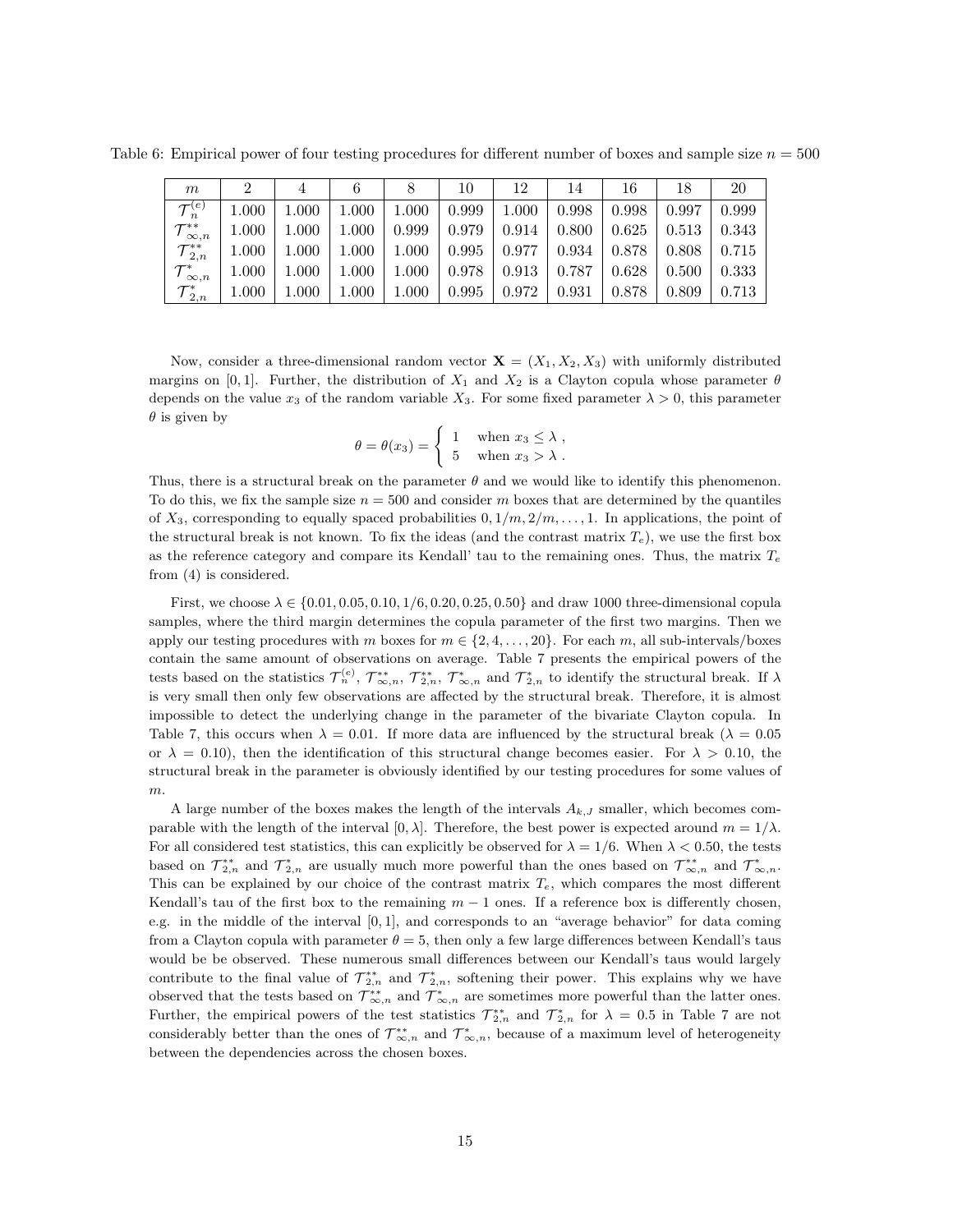Table 6: Empirical power of four testing procedures for different number of boxes and sample size $n = 500$

| $m$ | 2 | 4 | 6 | 8 | 10 | 12 | 14 | 16 | 18 | 20 |
|---|---|---|---|---|---|---|---|---|---|---|
| $\mathcal{T}_n^{(e)}$ | 1.000 | 1.000 | 1.000 | 1.000 | 0.999 | 1.000 | 0.998 | 0.998 | 0.997 | 0.999 |
| $\mathcal{T}_{\infty,n}^{**}$ | 1.000 | 1.000 | 1.000 | 0.999 | 0.979 | 0.914 | 0.800 | 0.625 | 0.513 | 0.343 |
| $\mathcal{T}_{2,n}^{**}$ | 1.000 | 1.000 | 1.000 | 1.000 | 0.995 | 0.977 | 0.934 | 0.878 | 0.808 | 0.715 |
| $\mathcal{T}_{\infty,n}^{*}$ | 1.000 | 1.000 | 1.000 | 1.000 | 0.978 | 0.913 | 0.787 | 0.628 | 0.500 | 0.333 |
| $\mathcal{T}_{2,n}^{*}$ | 1.000 | 1.000 | 1.000 | 1.000 | 0.995 | 0.972 | 0.931 | 0.878 | 0.809 | 0.713 |

Now, consider a three-dimensional random vector $\mathbf{X} = (X_1, X_2, X_3)$ with uniformly distributed margins on $[0, 1]$. Further, the distribution of $X_1$ and $X_2$ is a Clayton copula whose parameter $\theta$ depends on the value $x_3$ of the random variable $X_3$. For some fixed parameter $\lambda > 0$, this parameter $\theta$ is given by

$$\theta = \theta(x_3) = \begin{cases} 1 & \text{when } x_3 \le \lambda\ , \\ 5 & \text{when } x_3 > \lambda\ . \end{cases}$$

Thus, there is a structural break on the parameter $\theta$ and we would like to identify this phenomenon. To do this, we fix the sample size $n = 500$ and consider $m$ boxes that are determined by the quantiles of $X_3$, corresponding to equally spaced probabilities $0, 1/m, 2/m, \ldots, 1$. In applications, the point of the structural break is not known. To fix the ideas (and the contrast matrix $T_e$), we use the first box as the reference category and compare its Kendall' tau to the remaining ones. Thus, the matrix $T_e$ from (4) is considered.

First, we choose $\lambda \in \{0.01, 0.05, 0.10, 1/6, 0.20, 0.25, 0.50\}$ and draw 1000 three-dimensional copula samples, where the third margin determines the copula parameter of the first two margins. Then we apply our testing procedures with $m$ boxes for $m \in \{2, 4, \ldots, 20\}$. For each $m$, all sub-intervals/boxes contain the same amount of observations on average. Table 7 presents the empirical powers of the tests based on the statistics $\mathcal{T}_n^{(e)}$, $\mathcal{T}_{\infty,n}^{**}$, $\mathcal{T}_{2,n}^{**}$, $\mathcal{T}_{\infty,n}^{*}$ and $\mathcal{T}_{2,n}^{*}$ to identify the structural break. If $\lambda$ is very small then only few observations are affected by the structural break. Therefore, it is almost impossible to detect the underlying change in the parameter of the bivariate Clayton copula. In Table 7, this occurs when $\lambda = 0.01$. If more data are influenced by the structural break ($\lambda = 0.05$ or $\lambda = 0.10$), then the identification of this structural change becomes easier. For $\lambda > 0.10$, the structural break in the parameter is obviously identified by our testing procedures for some values of $m$.

A large number of the boxes makes the length of the intervals $A_{k,J}$ smaller, which becomes comparable with the length of the interval $[0, \lambda]$. Therefore, the best power is expected around $m = 1/\lambda$. For all considered test statistics, this can explicitly be observed for $\lambda = 1/6$. When $\lambda < 0.50$, the tests based on $\mathcal{T}_{2,n}^{**}$ and $\mathcal{T}_{2,n}^{*}$ are usually much more powerful than the ones based on $\mathcal{T}_{\infty,n}^{**}$ and $\mathcal{T}_{\infty,n}^{*}$. This can be explained by our choice of the contrast matrix $T_e$, which compares the most different Kendall's tau of the first box to the remaining $m - 1$ ones. If a reference box is differently chosen, e.g. in the middle of the interval $[0, 1]$, and corresponds to an "average behavior" for data coming from a Clayton copula with parameter $\theta = 5$, then only a few large differences between Kendall's taus would be be observed. These numerous small differences between our Kendall's taus would largely contribute to the final value of $\mathcal{T}_{2,n}^{**}$ and $\mathcal{T}_{2,n}^{*}$, softening their power. This explains why we have observed that the tests based on $\mathcal{T}_{\infty,n}^{**}$ and $\mathcal{T}_{\infty,n}^{*}$ are sometimes more powerful than the latter ones. Further, the empirical powers of the test statistics $\mathcal{T}_{2,n}^{**}$ and $\mathcal{T}_{2,n}^{*}$ for $\lambda = 0.5$ in Table 7 are not considerably better than the ones of $\mathcal{T}_{\infty,n}^{**}$ and $\mathcal{T}_{\infty,n}^{*}$, because of a maximum level of heterogeneity between the dependencies across the chosen boxes.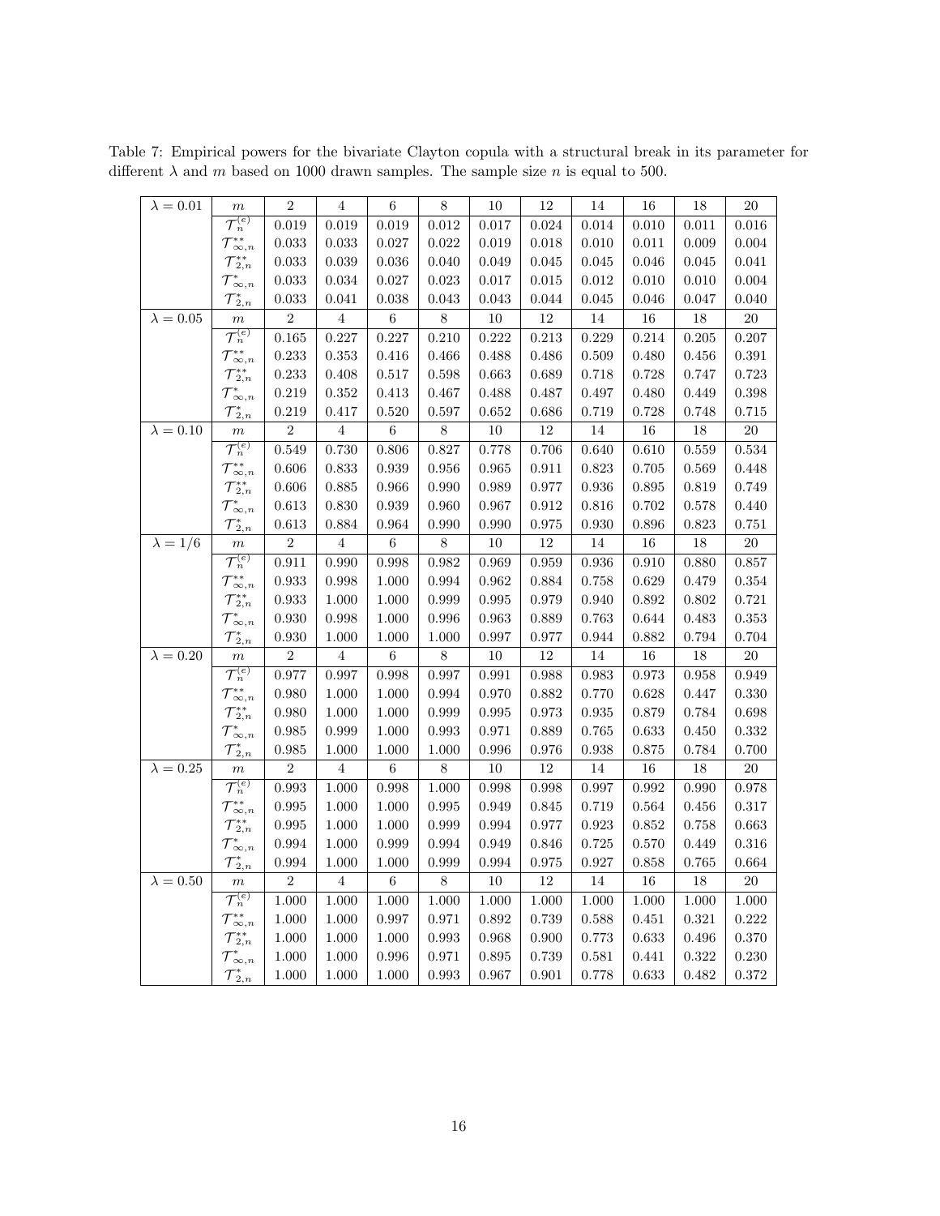Table 7: Empirical powers for the bivariate Clayton copula with a structural break in its parameter for different $\lambda$ and $m$ based on 1000 drawn samples. The sample size $n$ is equal to 500.

| $\lambda = 0.01$ | $m$ | 2 | 4 | 6 | 8 | 10 | 12 | 14 | 16 | 18 | 20 |
|---|---|---|---|---|---|---|---|---|---|---|---|
| | $\mathcal{T}_n^{(e)}$ | 0.019 | 0.019 | 0.019 | 0.012 | 0.017 | 0.024 | 0.014 | 0.010 | 0.011 | 0.016 |
| | $\mathcal{T}_{\infty,n}^{**}$ | 0.033 | 0.033 | 0.027 | 0.022 | 0.019 | 0.018 | 0.010 | 0.011 | 0.009 | 0.004 |
| | $\mathcal{T}_{2,n}^{**}$ | 0.033 | 0.039 | 0.036 | 0.040 | 0.049 | 0.045 | 0.045 | 0.046 | 0.045 | 0.041 |
| | $\mathcal{T}_{\infty,n}^{*}$ | 0.033 | 0.034 | 0.027 | 0.023 | 0.017 | 0.015 | 0.012 | 0.010 | 0.010 | 0.004 |
| | $\mathcal{T}_{2,n}^{*}$ | 0.033 | 0.041 | 0.038 | 0.043 | 0.043 | 0.044 | 0.045 | 0.046 | 0.047 | 0.040 |
| $\lambda = 0.05$ | $m$ | 2 | 4 | 6 | 8 | 10 | 12 | 14 | 16 | 18 | 20 |
| | $\mathcal{T}_n^{(e)}$ | 0.165 | 0.227 | 0.227 | 0.210 | 0.222 | 0.213 | 0.229 | 0.214 | 0.205 | 0.207 |
| | $\mathcal{T}_{\infty,n}^{**}$ | 0.233 | 0.353 | 0.416 | 0.466 | 0.488 | 0.486 | 0.509 | 0.480 | 0.456 | 0.391 |
| | $\mathcal{T}_{2,n}^{**}$ | 0.233 | 0.408 | 0.517 | 0.598 | 0.663 | 0.689 | 0.718 | 0.728 | 0.747 | 0.723 |
| | $\mathcal{T}_{\infty,n}^{*}$ | 0.219 | 0.352 | 0.413 | 0.467 | 0.488 | 0.487 | 0.497 | 0.480 | 0.449 | 0.398 |
| | $\mathcal{T}_{2,n}^{*}$ | 0.219 | 0.417 | 0.520 | 0.597 | 0.652 | 0.686 | 0.719 | 0.728 | 0.748 | 0.715 |
| $\lambda = 0.10$ | $m$ | 2 | 4 | 6 | 8 | 10 | 12 | 14 | 16 | 18 | 20 |
| | $\mathcal{T}_n^{(e)}$ | 0.549 | 0.730 | 0.806 | 0.827 | 0.778 | 0.706 | 0.640 | 0.610 | 0.559 | 0.534 |
| | $\mathcal{T}_{\infty,n}^{**}$ | 0.606 | 0.833 | 0.939 | 0.956 | 0.965 | 0.911 | 0.823 | 0.705 | 0.569 | 0.448 |
| | $\mathcal{T}_{2,n}^{**}$ | 0.606 | 0.885 | 0.966 | 0.990 | 0.989 | 0.977 | 0.936 | 0.895 | 0.819 | 0.749 |
| | $\mathcal{T}_{\infty,n}^{*}$ | 0.613 | 0.830 | 0.939 | 0.960 | 0.967 | 0.912 | 0.816 | 0.702 | 0.578 | 0.440 |
| | $\mathcal{T}_{2,n}^{*}$ | 0.613 | 0.884 | 0.964 | 0.990 | 0.990 | 0.975 | 0.930 | 0.896 | 0.823 | 0.751 |
| $\lambda = 1/6$ | $m$ | 2 | 4 | 6 | 8 | 10 | 12 | 14 | 16 | 18 | 20 |
| | $\mathcal{T}_n^{(e)}$ | 0.911 | 0.990 | 0.998 | 0.982 | 0.969 | 0.959 | 0.936 | 0.910 | 0.880 | 0.857 |
| | $\mathcal{T}_{\infty,n}^{**}$ | 0.933 | 0.998 | 1.000 | 0.994 | 0.962 | 0.884 | 0.758 | 0.629 | 0.479 | 0.354 |
| | $\mathcal{T}_{2,n}^{**}$ | 0.933 | 1.000 | 1.000 | 0.999 | 0.995 | 0.979 | 0.940 | 0.892 | 0.802 | 0.721 |
| | $\mathcal{T}_{\infty,n}^{*}$ | 0.930 | 0.998 | 1.000 | 0.996 | 0.963 | 0.889 | 0.763 | 0.644 | 0.483 | 0.353 |
| | $\mathcal{T}_{2,n}^{*}$ | 0.930 | 1.000 | 1.000 | 1.000 | 0.997 | 0.977 | 0.944 | 0.882 | 0.794 | 0.704 |
| $\lambda = 0.20$ | $m$ | 2 | 4 | 6 | 8 | 10 | 12 | 14 | 16 | 18 | 20 |
| | $\mathcal{T}_n^{(e)}$ | 0.977 | 0.997 | 0.998 | 0.997 | 0.991 | 0.988 | 0.983 | 0.973 | 0.958 | 0.949 |
| | $\mathcal{T}_{\infty,n}^{**}$ | 0.980 | 1.000 | 1.000 | 0.994 | 0.970 | 0.882 | 0.770 | 0.628 | 0.447 | 0.330 |
| | $\mathcal{T}_{2,n}^{**}$ | 0.980 | 1.000 | 1.000 | 0.999 | 0.995 | 0.973 | 0.935 | 0.879 | 0.784 | 0.698 |
| | $\mathcal{T}_{\infty,n}^{*}$ | 0.985 | 0.999 | 1.000 | 0.993 | 0.971 | 0.889 | 0.765 | 0.633 | 0.450 | 0.332 |
| | $\mathcal{T}_{2,n}^{*}$ | 0.985 | 1.000 | 1.000 | 1.000 | 0.996 | 0.976 | 0.938 | 0.875 | 0.784 | 0.700 |
| $\lambda = 0.25$ | $m$ | 2 | 4 | 6 | 8 | 10 | 12 | 14 | 16 | 18 | 20 |
| | $\mathcal{T}_n^{(e)}$ | 0.993 | 1.000 | 0.998 | 1.000 | 0.998 | 0.998 | 0.997 | 0.992 | 0.990 | 0.978 |
| | $\mathcal{T}_{\infty,n}^{**}$ | 0.995 | 1.000 | 1.000 | 0.995 | 0.949 | 0.845 | 0.719 | 0.564 | 0.456 | 0.317 |
| | $\mathcal{T}_{2,n}^{**}$ | 0.995 | 1.000 | 1.000 | 0.999 | 0.994 | 0.977 | 0.923 | 0.852 | 0.758 | 0.663 |
| | $\mathcal{T}_{\infty,n}^{*}$ | 0.994 | 1.000 | 0.999 | 0.994 | 0.949 | 0.846 | 0.725 | 0.570 | 0.449 | 0.316 |
| | $\mathcal{T}_{2,n}^{*}$ | 0.994 | 1.000 | 1.000 | 0.999 | 0.994 | 0.975 | 0.927 | 0.858 | 0.765 | 0.664 |
| $\lambda = 0.50$ | $m$ | 2 | 4 | 6 | 8 | 10 | 12 | 14 | 16 | 18 | 20 |
| | $\mathcal{T}_n^{(e)}$ | 1.000 | 1.000 | 1.000 | 1.000 | 1.000 | 1.000 | 1.000 | 1.000 | 1.000 | 1.000 |
| | $\mathcal{T}_{\infty,n}^{**}$ | 1.000 | 1.000 | 0.997 | 0.971 | 0.892 | 0.739 | 0.588 | 0.451 | 0.321 | 0.222 |
| | $\mathcal{T}_{2,n}^{**}$ | 1.000 | 1.000 | 1.000 | 0.993 | 0.968 | 0.900 | 0.773 | 0.633 | 0.496 | 0.370 |
| | $\mathcal{T}_{\infty,n}^{*}$ | 1.000 | 1.000 | 0.996 | 0.971 | 0.895 | 0.739 | 0.581 | 0.441 | 0.322 | 0.230 |
| | $\mathcal{T}_{2,n}^{*}$ | 1.000 | 1.000 | 1.000 | 0.993 | 0.967 | 0.901 | 0.778 | 0.633 | 0.482 | 0.372 |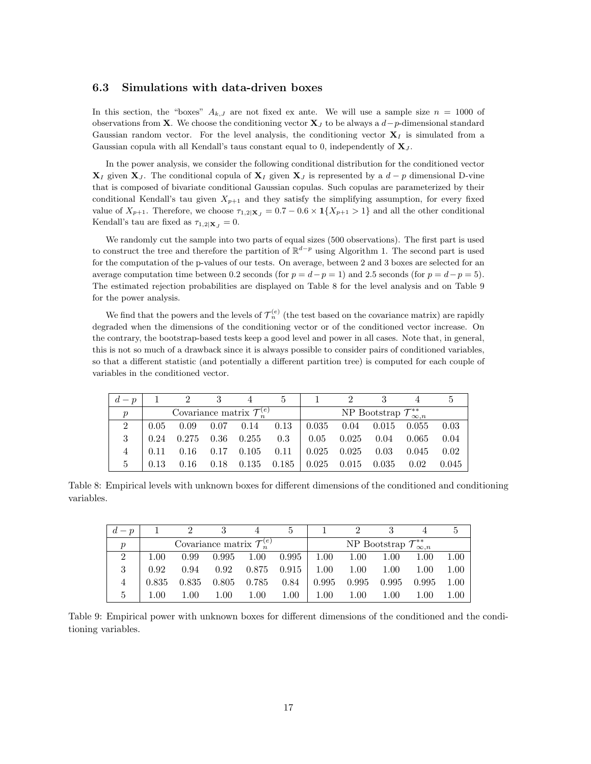### 6.3 Simulations with data-driven boxes

In this section, the "boxes" $A_{k,J}$ are not fixed ex ante. We will use a sample size $n = 1000$ of observations from $\mathbf{X}$. We choose the conditioning vector $\mathbf{X}_J$ to be always a $d-p$-dimensional standard Gaussian random vector. For the level analysis, the conditioning vector $\mathbf{X}_I$ is simulated from a Gaussian copula with all Kendall's taus constant equal to 0, independently of $\mathbf{X}_J$.

In the power analysis, we consider the following conditional distribution for the conditioned vector $\mathbf{X}_I$ given $\mathbf{X}_J$. The conditional copula of $\mathbf{X}_I$ given $\mathbf{X}_J$ is represented by a $d-p$ dimensional D-vine that is composed of bivariate conditional Gaussian copulas. Such copulas are parameterized by their conditional Kendall's tau given $X_{p+1}$ and they satisfy the simplifying assumption, for every fixed value of $X_{p+1}$. Therefore, we choose $\tau_{1,2|\mathbf{X}_J} = 0.7 - 0.6 \times \mathbf{1}\{X_{p+1} > 1\}$ and all the other conditional Kendall's tau are fixed as $\tau_{1,2|\mathbf{X}_J} = 0$.

We randomly cut the sample into two parts of equal sizes (500 observations). The first part is used to construct the tree and therefore the partition of $\mathbb{R}^{d-p}$ using Algorithm 1. The second part is used for the computation of the p-values of our tests. On average, between 2 and 3 boxes are selected for an average computation time between 0.2 seconds (for $p = d-p = 1$) and 2.5 seconds (for $p = d-p = 5$). The estimated rejection probabilities are displayed on Table 8 for the level analysis and on Table 9 for the power analysis.

We find that the powers and the levels of $\mathcal{T}_n^{(e)}$ (the test based on the covariance matrix) are rapidly degraded when the dimensions of the conditioning vector or of the conditioned vector increase. On the contrary, the bootstrap-based tests keep a good level and power in all cases. Note that, in general, this is not so much of a drawback since it is always possible to consider pairs of conditioned variables, so that a different statistic (and potentially a different partition tree) is computed for each couple of variables in the conditioned vector.

| $d-p$ | 1 | 2 | 3 | 4 | 5 | 1 | 2 | 3 | 4 | 5 |
|---|---|---|---|---|---|---|---|---|---|---|
| $p$ | Covariance matrix $\mathcal{T}_n^{(e)}$ | | | | | NP Bootstrap $\mathcal{T}_{\infty,n}^{**}$ | | | | |
| 2 | 0.05 | 0.09 | 0.07 | 0.14 | 0.13 | 0.035 | 0.04 | 0.015 | 0.055 | 0.03 |
| 3 | 0.24 | 0.275 | 0.36 | 0.255 | 0.3 | 0.05 | 0.025 | 0.04 | 0.065 | 0.04 |
| 4 | 0.11 | 0.16 | 0.17 | 0.105 | 0.11 | 0.025 | 0.025 | 0.03 | 0.045 | 0.02 |
| 5 | 0.13 | 0.16 | 0.18 | 0.135 | 0.185 | 0.025 | 0.015 | 0.035 | 0.02 | 0.045 |

Table 8: Empirical levels with unknown boxes for different dimensions of the conditioned and conditioning variables.

| $d-p$ | 1 | 2 | 3 | 4 | 5 | 1 | 2 | 3 | 4 | 5 |
|---|---|---|---|---|---|---|---|---|---|---|
| $p$ | Covariance matrix $\mathcal{T}_n^{(e)}$ | | | | | NP Bootstrap $\mathcal{T}_{\infty,n}^{**}$ | | | | |
| 2 | 1.00 | 0.99 | 0.995 | 1.00 | 0.995 | 1.00 | 1.00 | 1.00 | 1.00 | 1.00 |
| 3 | 0.92 | 0.94 | 0.92 | 0.875 | 0.915 | 1.00 | 1.00 | 1.00 | 1.00 | 1.00 |
| 4 | 0.835 | 0.835 | 0.805 | 0.785 | 0.84 | 0.995 | 0.995 | 0.995 | 0.995 | 1.00 |
| 5 | 1.00 | 1.00 | 1.00 | 1.00 | 1.00 | 1.00 | 1.00 | 1.00 | 1.00 | 1.00 |

Table 9: Empirical power with unknown boxes for different dimensions of the conditioned and the conditioning variables.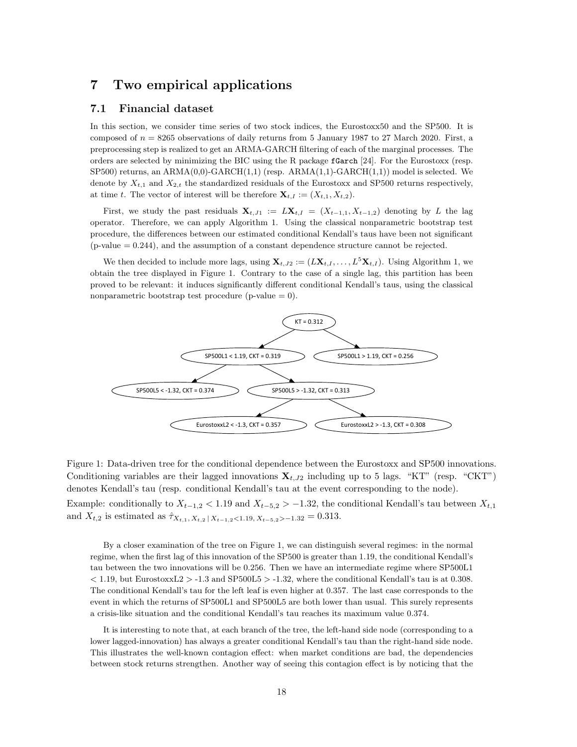# 7 Two empirical applications

## 7.1 Financial dataset

In this section, we consider time series of two stock indices, the Eurostoxx50 and the SP500. It is composed of $n = 8265$ observations of daily returns from 5 January 1987 to 27 March 2020. First, a preprocessing step is realized to get an ARMA-GARCH filtering of each of the marginal processes. The orders are selected by minimizing the BIC using the R package `fGarch` [24]. For the Eurostoxx (resp. SP500) returns, an ARMA(0,0)-GARCH(1,1) (resp. ARMA(1,1)-GARCH(1,1)) model is selected. We denote by $X_{t,1}$ and $X_{2,t}$ the standardized residuals of the Eurostoxx and SP500 returns respectively, at time $t$. The vector of interest will be therefore $\mathbf{X}_{t,I} := (X_{t,1}, X_{t,2})$.

First, we study the past residuals $\mathbf{X}_{t,J1} := L\mathbf{X}_{t,I} = (X_{t-1,1}, X_{t-1,2})$ denoting by $L$ the lag operator. Therefore, we can apply Algorithm 1. Using the classical nonparametric bootstrap test procedure, the differences between our estimated conditional Kendall's taus have been not significant (p-value = 0.244), and the assumption of a constant dependence structure cannot be rejected.

We then decided to include more lags, using $\mathbf{X}_{t,J2} := (L\mathbf{X}_{t,I}, \dots, L^5\mathbf{X}_{t,I})$. Using Algorithm 1, we obtain the tree displayed in Figure 1. Contrary to the case of a single lag, this partition has been proved to be relevant: it induces significantly different conditional Kendall's taus, using the classical nonparametric bootstrap test procedure (p-value = 0).

KT = 0.312
- SP500L1 < 1.19, CKT = 0.319
  - SP500L5 < -1.32, CKT = 0.374
  - SP500L5 > -1.32, CKT = 0.313
    - EurostoxxL2 < -1.3, CKT = 0.357
    - EurostoxxL2 > -1.3, CKT = 0.308
- SP500L1 > 1.19, CKT = 0.256

Figure 1: Data-driven tree for the conditional dependence between the Eurostoxx and SP500 innovations. Conditioning variables are their lagged innovations $\mathbf{X}_{t,J2}$ including up to 5 lags. "KT" (resp. "CKT") denotes Kendall's tau (resp. conditional Kendall's tau at the event corresponding to the node). Example: conditionally to $X_{t-1,2} < 1.19$ and $X_{t-5,2} > -1.32$, the conditional Kendall's tau between $X_{t,1}$ and $X_{t,2}$ is estimated as $\hat{\tau}_{X_{t,1}, X_{t,2} \,|\, X_{t-1,2}<1.19,\, X_{t-5,2}>-1.32} = 0.313$.

By a closer examination of the tree on Figure 1, we can distinguish several regimes: in the normal regime, when the first lag of this innovation of the SP500 is greater than 1.19, the conditional Kendall's tau between the two innovations will be 0.256. Then we have an intermediate regime where SP500L1 < 1.19, but EurostoxxL2 > -1.3 and SP500L5 > -1.32, where the conditional Kendall's tau is at 0.308. The conditional Kendall's tau for the left leaf is even higher at 0.357. The last case corresponds to the event in which the returns of SP500L1 and SP500L5 are both lower than usual. This surely represents a crisis-like situation and the conditional Kendall's tau reaches its maximum value 0.374.

It is interesting to note that, at each branch of the tree, the left-hand side node (corresponding to a lower lagged-innovation) has always a greater conditional Kendall's tau than the right-hand side node. This illustrates the well-known contagion effect: when market conditions are bad, the dependencies between stock returns strengthen. Another way of seeing this contagion effect is by noticing that the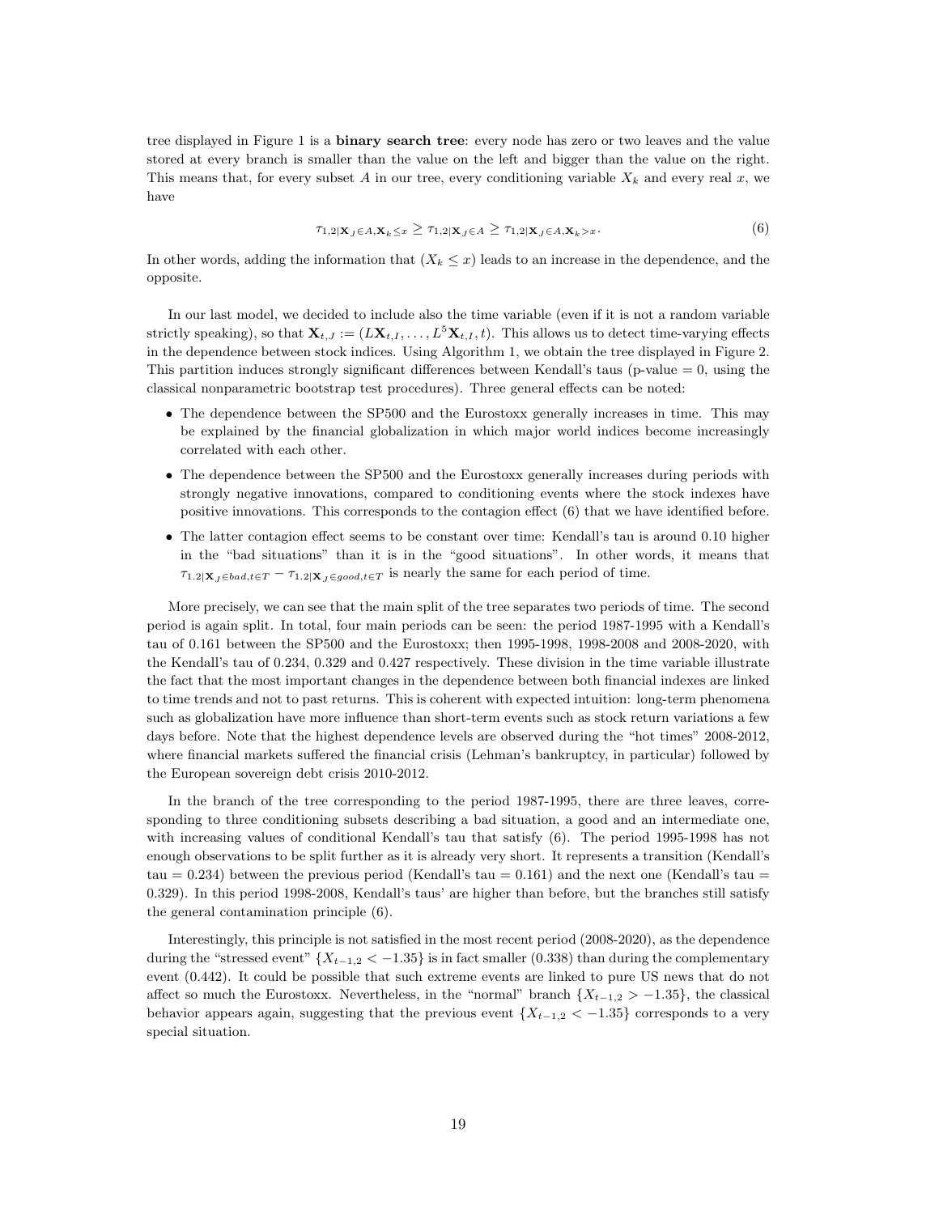tree displayed in Figure 1 is a **binary search tree**: every node has zero or two leaves and the value stored at every branch is smaller than the value on the left and bigger than the value on the right. This means that, for every subset $A$ in our tree, every conditioning variable $X_k$ and every real $x$, we have

$$\tau_{1,2|\mathbf{X}_J \in A, \mathbf{X}_k \leq x} \geq \tau_{1,2|\mathbf{X}_J \in A} \geq \tau_{1,2|\mathbf{X}_J \in A, \mathbf{X}_k > x}. \tag{6}$$

In other words, adding the information that $(X_k \leq x)$ leads to an increase in the dependence, and the opposite.

In our last model, we decided to include also the time variable (even if it is not a random variable strictly speaking), so that $\mathbf{X}_{t,J} := (L\mathbf{X}_{t,I}, \dots, L^5\mathbf{X}_{t,I}, t)$. This allows us to detect time-varying effects in the dependence between stock indices. Using Algorithm 1, we obtain the tree displayed in Figure 2. This partition induces strongly significant differences between Kendall's taus (p-value = 0, using the classical nonparametric bootstrap test procedures). Three general effects can be noted:

- The dependence between the SP500 and the Eurostoxx generally increases in time. This may be explained by the financial globalization in which major world indices become increasingly correlated with each other.
- The dependence between the SP500 and the Eurostoxx generally increases during periods with strongly negative innovations, compared to conditioning events where the stock indexes have positive innovations. This corresponds to the contagion effect (6) that we have identified before.
- The latter contagion effect seems to be constant over time: Kendall's tau is around 0.10 higher in the "bad situations" than it is in the "good situations". In other words, it means that $\tau_{1.2|\mathbf{X}_J \in bad, t \in T} - \tau_{1.2|\mathbf{X}_J \in good, t \in T}$ is nearly the same for each period of time.

More precisely, we can see that the main split of the tree separates two periods of time. The second period is again split. In total, four main periods can be seen: the period 1987-1995 with a Kendall's tau of 0.161 between the SP500 and the Eurostoxx; then 1995-1998, 1998-2008 and 2008-2020, with the Kendall's tau of 0.234, 0.329 and 0.427 respectively. These division in the time variable illustrate the fact that the most important changes in the dependence between both financial indexes are linked to time trends and not to past returns. This is coherent with expected intuition: long-term phenomena such as globalization have more influence than short-term events such as stock return variations a few days before. Note that the highest dependence levels are observed during the "hot times" 2008-2012, where financial markets suffered the financial crisis (Lehman's bankruptcy, in particular) followed by the European sovereign debt crisis 2010-2012.

In the branch of the tree corresponding to the period 1987-1995, there are three leaves, corresponding to three conditioning subsets describing a bad situation, a good and an intermediate one, with increasing values of conditional Kendall's tau that satisfy (6). The period 1995-1998 has not enough observations to be split further as it is already very short. It represents a transition (Kendall's tau = 0.234) between the previous period (Kendall's tau = 0.161) and the next one (Kendall's tau = 0.329). In this period 1998-2008, Kendall's taus' are higher than before, but the branches still satisfy the general contamination principle (6).

Interestingly, this principle is not satisfied in the most recent period (2008-2020), as the dependence during the "stressed event" $\{X_{t-1,2} < -1.35\}$ is in fact smaller (0.338) than during the complementary event (0.442). It could be possible that such extreme events are linked to pure US news that do not affect so much the Eurostoxx. Nevertheless, in the "normal" branch $\{X_{t-1,2} > -1.35\}$, the classical behavior appears again, suggesting that the previous event $\{X_{t-1,2} < -1.35\}$ corresponds to a very special situation.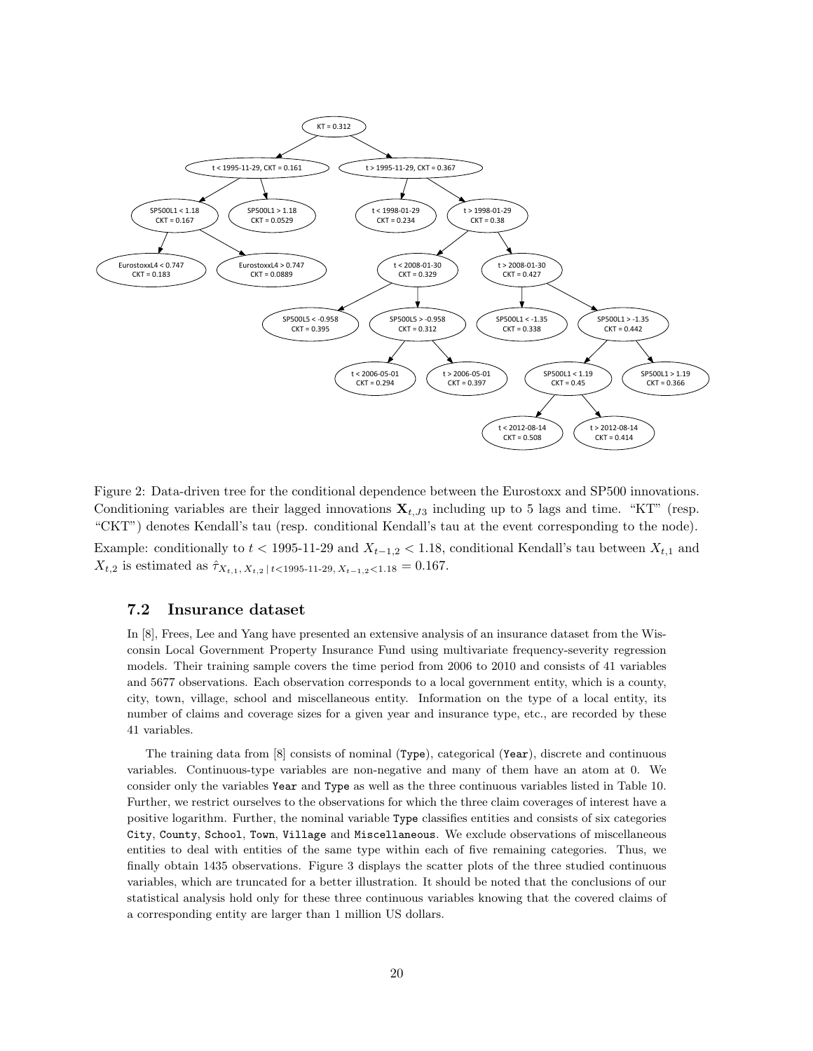Figure 2: Data-driven tree for the conditional dependence between the Eurostoxx and SP500 innovations. Conditioning variables are their lagged innovations $\mathbf{X}_{t,J3}$ including up to 5 lags and time. "KT" (resp. "CKT") denotes Kendall's tau (resp. conditional Kendall's tau at the event corresponding to the node). Example: conditionally to $t <$ 1995-11-29 and $X_{t-1,2} < 1.18$, conditional Kendall's tau between $X_{t,1}$ and $X_{t,2}$ is estimated as $\hat{\tau}_{X_{t,1},\, X_{t,2} \,|\, t<\text{1995-11-29},\, X_{t-1,2}<1.18} = 0.167$.

### 7.2 Insurance dataset

In [8], Frees, Lee and Yang have presented an extensive analysis of an insurance dataset from the Wisconsin Local Government Property Insurance Fund using multivariate frequency-severity regression models. Their training sample covers the time period from 2006 to 2010 and consists of 41 variables and 5677 observations. Each observation corresponds to a local government entity, which is a county, city, town, village, school and miscellaneous entity. Information on the type of a local entity, its number of claims and coverage sizes for a given year and insurance type, etc., are recorded by these 41 variables.

The training data from [8] consists of nominal (`Type`), categorical (`Year`), discrete and continuous variables. Continuous-type variables are non-negative and many of them have an atom at 0. We consider only the variables `Year` and `Type` as well as the three continuous variables listed in Table 10. Further, we restrict ourselves to the observations for which the three claim coverages of interest have a positive logarithm. Further, the nominal variable `Type` classifies entities and consists of six categories `City`, `County`, `School`, `Town`, `Village` and `Miscellaneous`. We exclude observations of miscellaneous entities to deal with entities of the same type within each of five remaining categories. Thus, we finally obtain 1435 observations. Figure 3 displays the scatter plots of the three studied continuous variables, which are truncated for a better illustration. It should be noted that the conclusions of our statistical analysis hold only for these three continuous variables knowing that the covered claims of a corresponding entity are larger than 1 million US dollars.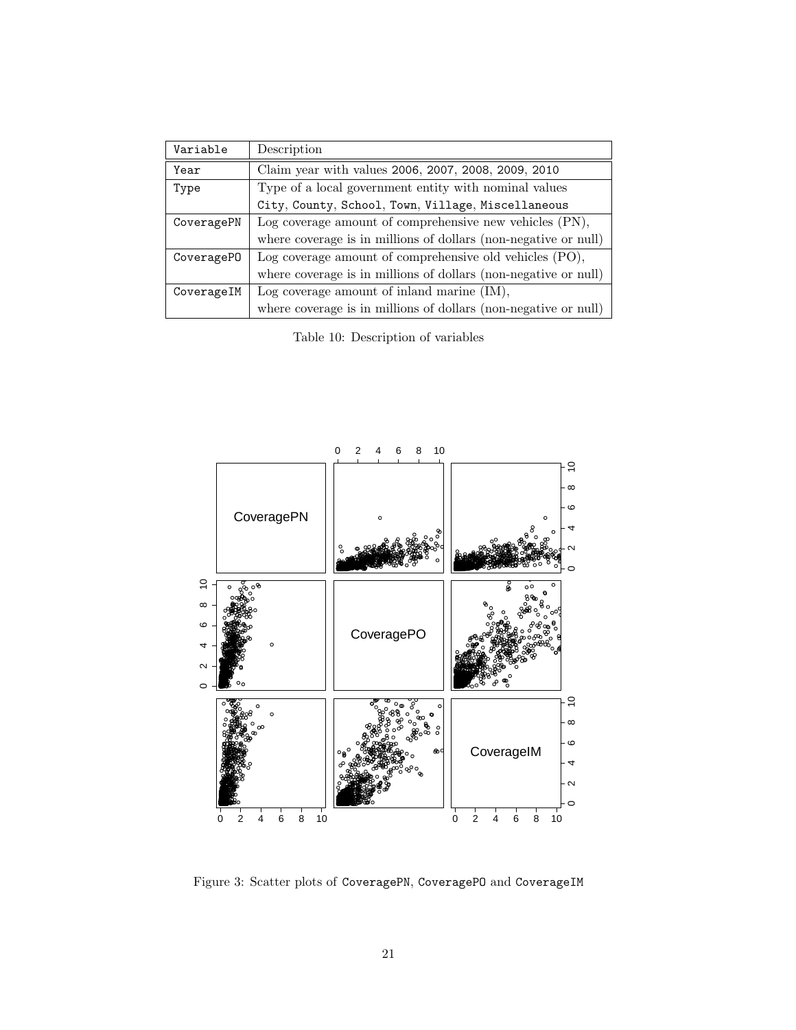| Variable | Description |
|---|---|
| Year | Claim year with values 2006, 2007, 2008, 2009, 2010 |
| Type | Type of a local government entity with nominal values City, County, School, Town, Village, Miscellaneous |
| CoveragePN | Log coverage amount of comprehensive new vehicles (PN), where coverage is in millions of dollars (non-negative or null) |
| CoveragePO | Log coverage amount of comprehensive old vehicles (PO), where coverage is in millions of dollars (non-negative or null) |
| CoverageIM | Log coverage amount of inland marine (IM), where coverage is in millions of dollars (non-negative or null) |

Table 10: Description of variables

Figure 3: Scatter plots of CoveragePN, CoveragePO and CoverageIM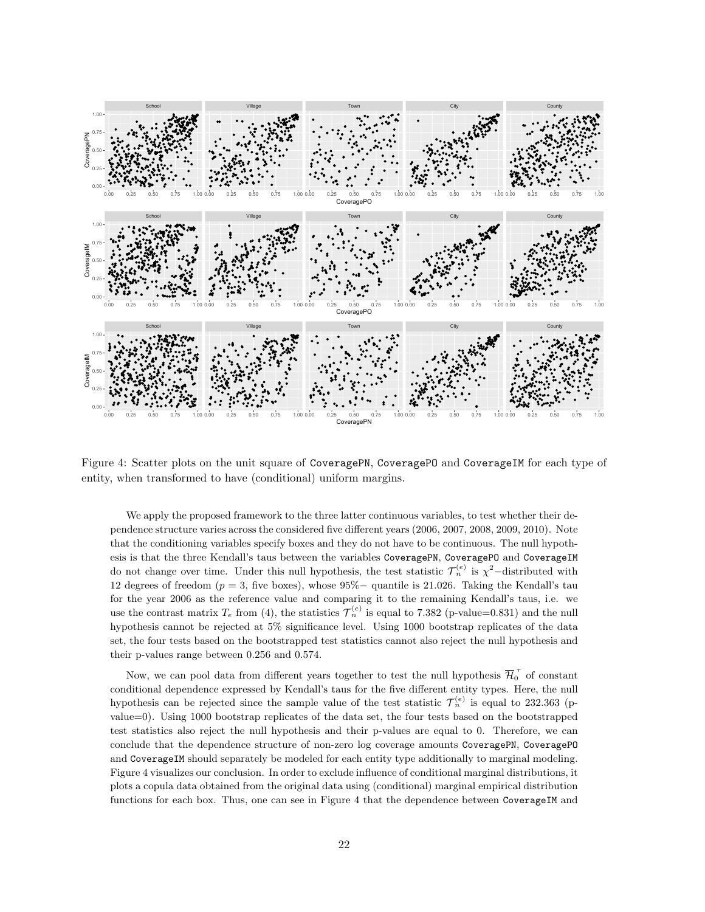Figure 4: Scatter plots on the unit square of CoveragePN, CoveragePO and CoverageIM for each type of entity, when transformed to have (conditional) uniform margins.

We apply the proposed framework to the three latter continuous variables, to test whether their dependence structure varies across the considered five different years (2006, 2007, 2008, 2009, 2010). Note that the conditioning variables specify boxes and they do not have to be continuous. The null hypothesis is that the three Kendall's taus between the variables CoveragePN, CoveragePO and CoverageIM do not change over time. Under this null hypothesis, the test statistic $\mathcal{T}_n^{(e)}$ is $\chi^2-$distributed with 12 degrees of freedom ($p = 3$, five boxes), whose 95%$-$ quantile is 21.026. Taking the Kendall's tau for the year 2006 as the reference value and comparing it to the remaining Kendall's taus, i.e. we use the contrast matrix $T_e$ from (4), the statistics $\mathcal{T}_n^{(e)}$ is equal to 7.382 (p-value=0.831) and the null hypothesis cannot be rejected at 5% significance level. Using 1000 bootstrap replicates of the data set, the four tests based on the bootstrapped test statistics cannot also reject the null hypothesis and their p-values range between 0.256 and 0.574.

Now, we can pool data from different years together to test the null hypothesis $\overline{\mathcal{H}}_0^{\tau}$ of constant conditional dependence expressed by Kendall's taus for the five different entity types. Here, the null hypothesis can be rejected since the sample value of the test statistic $\mathcal{T}_n^{(e)}$ is equal to 232.363 (p-value=0). Using 1000 bootstrap replicates of the data set, the four tests based on the bootstrapped test statistics also reject the null hypothesis and their p-values are equal to 0. Therefore, we can conclude that the dependence structure of non-zero log coverage amounts CoveragePN, CoveragePO and CoverageIM should separately be modeled for each entity type additionally to marginal modeling. Figure 4 visualizes our conclusion. In order to exclude influence of conditional marginal distributions, it plots a copula data obtained from the original data using (conditional) marginal empirical distribution functions for each box. Thus, one can see in Figure 4 that the dependence between CoverageIM and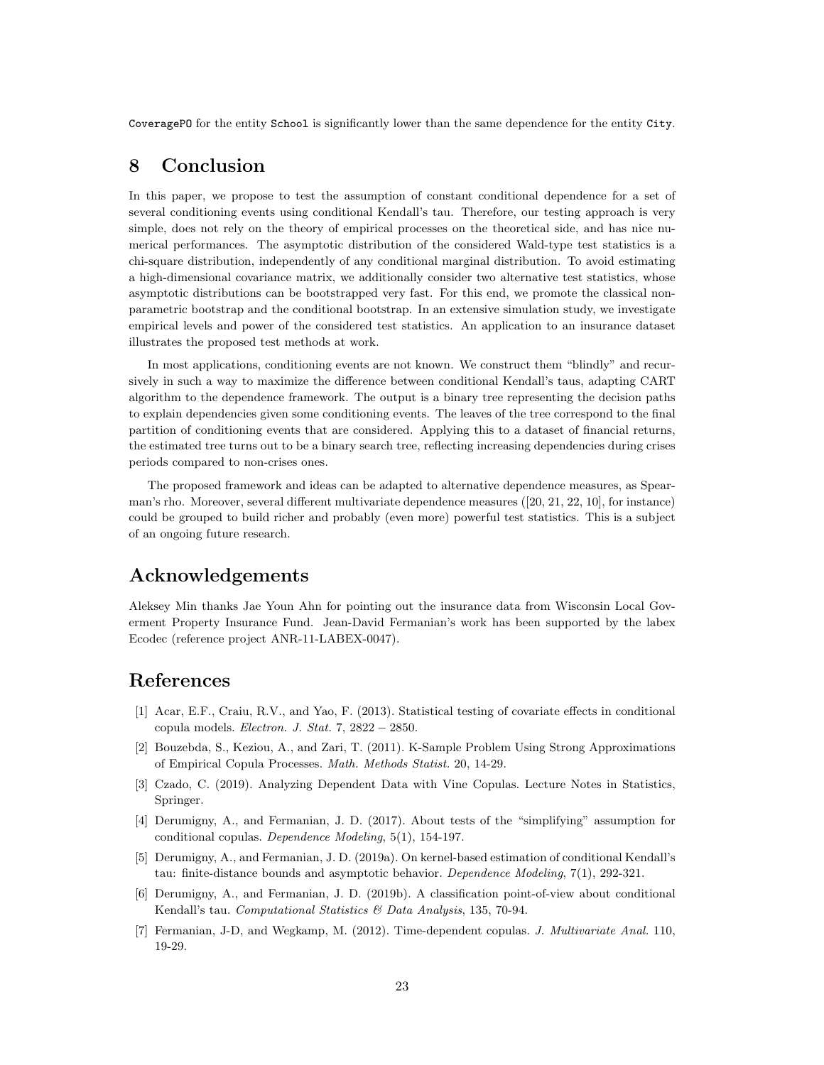CoveragePO for the entity School is significantly lower than the same dependence for the entity City.

# 8 Conclusion

In this paper, we propose to test the assumption of constant conditional dependence for a set of several conditioning events using conditional Kendall's tau. Therefore, our testing approach is very simple, does not rely on the theory of empirical processes on the theoretical side, and has nice numerical performances. The asymptotic distribution of the considered Wald-type test statistics is a chi-square distribution, independently of any conditional marginal distribution. To avoid estimating a high-dimensional covariance matrix, we additionally consider two alternative test statistics, whose asymptotic distributions can be bootstrapped very fast. For this end, we promote the classical nonparametric bootstrap and the conditional bootstrap. In an extensive simulation study, we investigate empirical levels and power of the considered test statistics. An application to an insurance dataset illustrates the proposed test methods at work.

In most applications, conditioning events are not known. We construct them "blindly" and recursively in such a way to maximize the difference between conditional Kendall's taus, adapting CART algorithm to the dependence framework. The output is a binary tree representing the decision paths to explain dependencies given some conditioning events. The leaves of the tree correspond to the final partition of conditioning events that are considered. Applying this to a dataset of financial returns, the estimated tree turns out to be a binary search tree, reflecting increasing dependencies during crises periods compared to non-crises ones.

The proposed framework and ideas can be adapted to alternative dependence measures, as Spearman's rho. Moreover, several different multivariate dependence measures ([20, 21, 22, 10], for instance) could be grouped to build richer and probably (even more) powerful test statistics. This is a subject of an ongoing future research.

# Acknowledgements

Aleksey Min thanks Jae Youn Ahn for pointing out the insurance data from Wisconsin Local Goverment Property Insurance Fund. Jean-David Fermanian's work has been supported by the labex Ecodec (reference project ANR-11-LABEX-0047).

# References

[1] Acar, E.F., Craiu, R.V., and Yao, F. (2013). Statistical testing of covariate effects in conditional copula models. *Electron. J. Stat.* 7, 2822 − 2850.

[2] Bouzebda, S., Keziou, A., and Zari, T. (2011). K-Sample Problem Using Strong Approximations of Empirical Copula Processes. *Math. Methods Statist.* 20, 14-29.

[3] Czado, C. (2019). Analyzing Dependent Data with Vine Copulas. Lecture Notes in Statistics, Springer.

[4] Derumigny, A., and Fermanian, J. D. (2017). About tests of the "simplifying" assumption for conditional copulas. *Dependence Modeling*, 5(1), 154-197.

[5] Derumigny, A., and Fermanian, J. D. (2019a). On kernel-based estimation of conditional Kendall's tau: finite-distance bounds and asymptotic behavior. *Dependence Modeling*, 7(1), 292-321.

[6] Derumigny, A., and Fermanian, J. D. (2019b). A classification point-of-view about conditional Kendall's tau. *Computational Statistics & Data Analysis*, 135, 70-94.

[7] Fermanian, J-D, and Wegkamp, M. (2012). Time-dependent copulas. *J. Multivariate Anal.* 110, 19-29.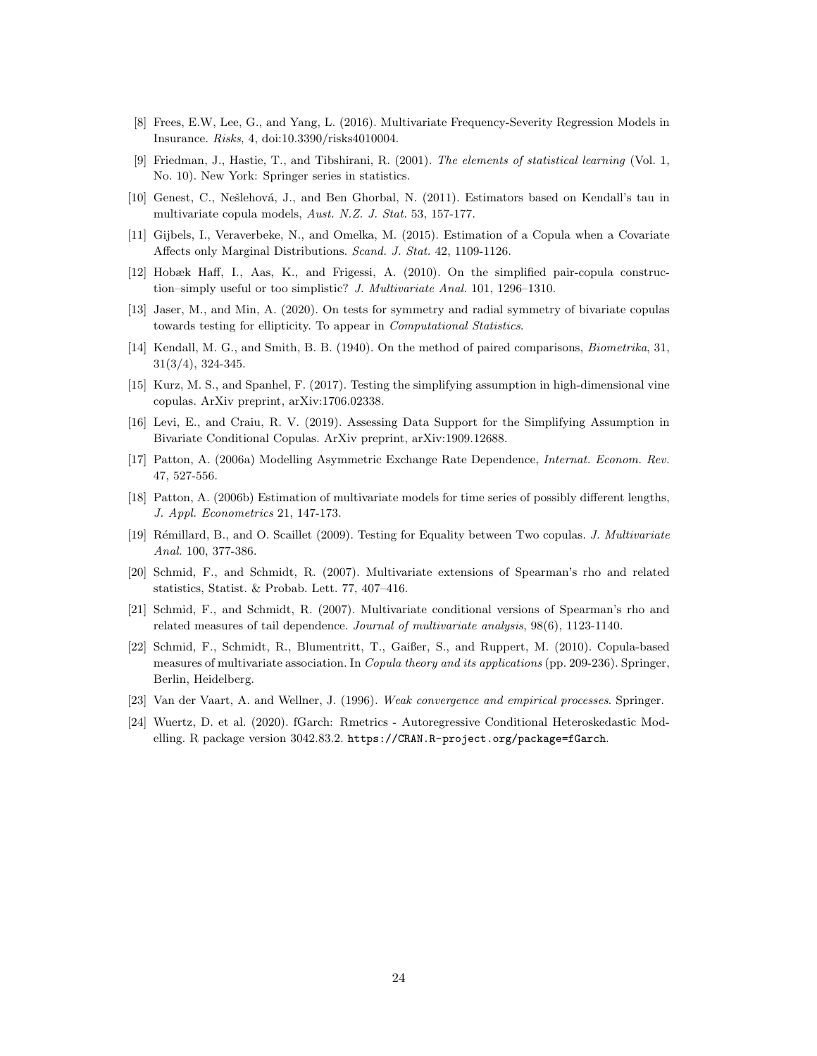[8] Frees, E.W, Lee, G., and Yang, L. (2016). Multivariate Frequency-Severity Regression Models in Insurance. *Risks*, 4, doi:10.3390/risks4010004.

[9] Friedman, J., Hastie, T., and Tibshirani, R. (2001). *The elements of statistical learning* (Vol. 1, No. 10). New York: Springer series in statistics.

[10] Genest, C., Nešlehová, J., and Ben Ghorbal, N. (2011). Estimators based on Kendall's tau in multivariate copula models, *Aust. N.Z. J. Stat.* 53, 157-177.

[11] Gijbels, I., Veraverbeke, N., and Omelka, M. (2015). Estimation of a Copula when a Covariate Affects only Marginal Distributions. *Scand. J. Stat.* 42, 1109-1126.

[12] Hobæk Haff, I., Aas, K., and Frigessi, A. (2010). On the simplified pair-copula construction–simply useful or too simplistic? *J. Multivariate Anal.* 101, 1296–1310.

[13] Jaser, M., and Min, A. (2020). On tests for symmetry and radial symmetry of bivariate copulas towards testing for ellipticity. To appear in *Computational Statistics*.

[14] Kendall, M. G., and Smith, B. B. (1940). On the method of paired comparisons, *Biometrika*, 31, 31(3/4), 324-345.

[15] Kurz, M. S., and Spanhel, F. (2017). Testing the simplifying assumption in high-dimensional vine copulas. ArXiv preprint, arXiv:1706.02338.

[16] Levi, E., and Craiu, R. V. (2019). Assessing Data Support for the Simplifying Assumption in Bivariate Conditional Copulas. ArXiv preprint, arXiv:1909.12688.

[17] Patton, A. (2006a) Modelling Asymmetric Exchange Rate Dependence, *Internat. Econom. Rev.* 47, 527-556.

[18] Patton, A. (2006b) Estimation of multivariate models for time series of possibly different lengths, *J. Appl. Econometrics* 21, 147-173.

[19] Rémillard, B., and O. Scaillet (2009). Testing for Equality between Two copulas. *J. Multivariate Anal.* 100, 377-386.

[20] Schmid, F., and Schmidt, R. (2007). Multivariate extensions of Spearman's rho and related statistics, Statist. & Probab. Lett. 77, 407–416.

[21] Schmid, F., and Schmidt, R. (2007). Multivariate conditional versions of Spearman's rho and related measures of tail dependence. *Journal of multivariate analysis*, 98(6), 1123-1140.

[22] Schmid, F., Schmidt, R., Blumentritt, T., Gaißer, S., and Ruppert, M. (2010). Copula-based measures of multivariate association. In *Copula theory and its applications* (pp. 209-236). Springer, Berlin, Heidelberg.

[23] Van der Vaart, A. and Wellner, J. (1996). *Weak convergence and empirical processes*. Springer.

[24] Wuertz, D. et al. (2020). fGarch: Rmetrics - Autoregressive Conditional Heteroskedastic Modelling. R package version 3042.83.2. `https://CRAN.R-project.org/package=fGarch`.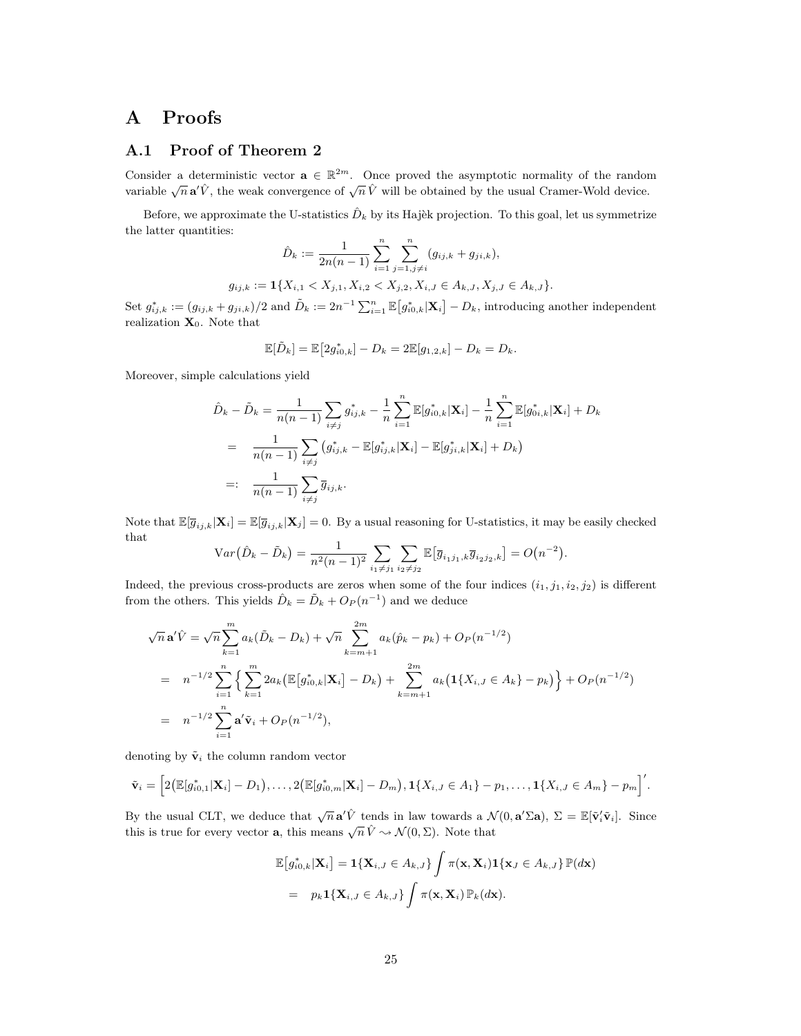# A Proofs

## A.1 Proof of Theorem 2

Consider a deterministic vector $\mathbf{a} \in \mathbb{R}^{2m}$. Once proved the asymptotic normality of the random variable $\sqrt{n}\,\mathbf{a}'\hat{V}$, the weak convergence of $\sqrt{n}\,\hat{V}$ will be obtained by the usual Cramer-Wold device.

Before, we approximate the U-statistics $\hat{D}_k$ by its Hajèk projection. To this goal, let us symmetrize the latter quantities:

$$\hat{D}_k := \frac{1}{2n(n-1)} \sum_{i=1}^n \sum_{j=1, j\neq i}^n (g_{ij,k} + g_{ji,k}),$$

$$g_{ij,k} := \mathbf{1}\{X_{i,1} < X_{j,1}, X_{i,2} < X_{j,2}, X_{i,J} \in A_{k,J}, X_{j,J} \in A_{k,J}\}.$$

Set $g^*_{ij,k} := (g_{ij,k} + g_{ji,k})/2$ and $\tilde{D}_k := 2n^{-1}\sum_{i=1}^n \mathbb{E}\big[g^*_{i0,k}|\mathbf{X}_i\big] - D_k$, introducing another independent realization $\mathbf{X}_0$. Note that

$$\mathbb{E}[\tilde{D}_k] = \mathbb{E}\big[2g^*_{i0,k}\big] - D_k = 2\mathbb{E}[g_{1,2,k}] - D_k = D_k.$$

Moreover, simple calculations yield

$$\begin{aligned}
\hat{D}_k - \tilde{D}_k &= \frac{1}{n(n-1)} \sum_{i\neq j} g^*_{ij,k} - \frac{1}{n}\sum_{i=1}^n \mathbb{E}[g^*_{i0,k}|\mathbf{X}_i] - \frac{1}{n}\sum_{i=1}^n \mathbb{E}[g^*_{0i,k}|\mathbf{X}_i] + D_k \\
&= \frac{1}{n(n-1)} \sum_{i\neq j} \big(g^*_{ij,k} - \mathbb{E}[g^*_{ij,k}|\mathbf{X}_i] - \mathbb{E}[g^*_{ji,k}|\mathbf{X}_i] + D_k\big) \\
&=: \frac{1}{n(n-1)} \sum_{i\neq j} \overline{g}_{ij,k}.
\end{aligned}$$

Note that $\mathbb{E}[\overline{g}_{ij,k}|\mathbf{X}_i] = \mathbb{E}[\overline{g}_{ij,k}|\mathbf{X}_j] = 0$. By a usual reasoning for U-statistics, it may be easily checked that

$$\mathrm{V}ar\big(\hat{D}_k - \tilde{D}_k\big) = \frac{1}{n^2(n-1)^2} \sum_{i_1\neq j_1} \sum_{i_2\neq j_2} \mathbb{E}\big[\overline{g}_{i_1j_1,k}\overline{g}_{i_2j_2,k}\big] = O\big(n^{-2}\big).$$

Indeed, the previous cross-products are zeros when some of the four indices $(i_1, j_1, i_2, j_2)$ is different from the others. This yields $\hat{D}_k = \tilde{D}_k + O_P(n^{-1})$ and we deduce

$$\begin{aligned}
\sqrt{n}\,\mathbf{a}'\hat{V} &= \sqrt{n}\sum_{k=1}^m a_k(\tilde{D}_k - D_k) + \sqrt{n}\sum_{k=m+1}^{2m} a_k(\hat{p}_k - p_k) + O_P(n^{-1/2}) \\
&= n^{-1/2}\sum_{i=1}^n \Big\{ \sum_{k=1}^m 2a_k\big(\mathbb{E}\big[g^*_{i0,k}|\mathbf{X}_i\big] - D_k\big) + \sum_{k=m+1}^{2m} a_k\big(\mathbf{1}\{X_{i,J} \in A_k\} - p_k\big)\Big\} + O_P(n^{-1/2}) \\
&= n^{-1/2}\sum_{i=1}^n \mathbf{a}'\tilde{\mathbf{v}}_i + O_P(n^{-1/2}),
\end{aligned}$$

denoting by $\tilde{\mathbf{v}}_i$ the column random vector

$$\tilde{\mathbf{v}}_i = \Big[2\big(\mathbb{E}[g^*_{i0,1}|\mathbf{X}_i] - D_1\big), \ldots, 2\big(\mathbb{E}[g^*_{i0,m}|\mathbf{X}_i] - D_m\big), \mathbf{1}\{X_{i,J} \in A_1\} - p_1, \ldots, \mathbf{1}\{X_{i,J} \in A_m\} - p_m\Big]'.$$

By the usual CLT, we deduce that $\sqrt{n}\,\mathbf{a}'\hat{V}$ tends in law towards a $\mathcal{N}(0, \mathbf{a}'\Sigma\mathbf{a})$, $\Sigma = \mathbb{E}[\tilde{\mathbf{v}}_i'\tilde{\mathbf{v}}_i]$. Since this is true for every vector $\mathbf{a}$, this means $\sqrt{n}\,\hat{V} \rightsquigarrow \mathcal{N}(0, \Sigma)$. Note that

$$\begin{aligned}
\mathbb{E}\big[g^*_{i0,k}|\mathbf{X}_i\big] &= \mathbf{1}\{\mathbf{X}_{i,J} \in A_{k,J}\}\int \pi(\mathbf{x}, \mathbf{X}_i)\mathbf{1}\{\mathbf{x}_J \in A_{k,J}\}\,\mathbb{P}(d\mathbf{x}) \\
&= p_k\mathbf{1}\{\mathbf{X}_{i,J} \in A_{k,J}\}\int \pi(\mathbf{x}, \mathbf{X}_i)\,\mathbb{P}_k(d\mathbf{x}).
\end{aligned}$$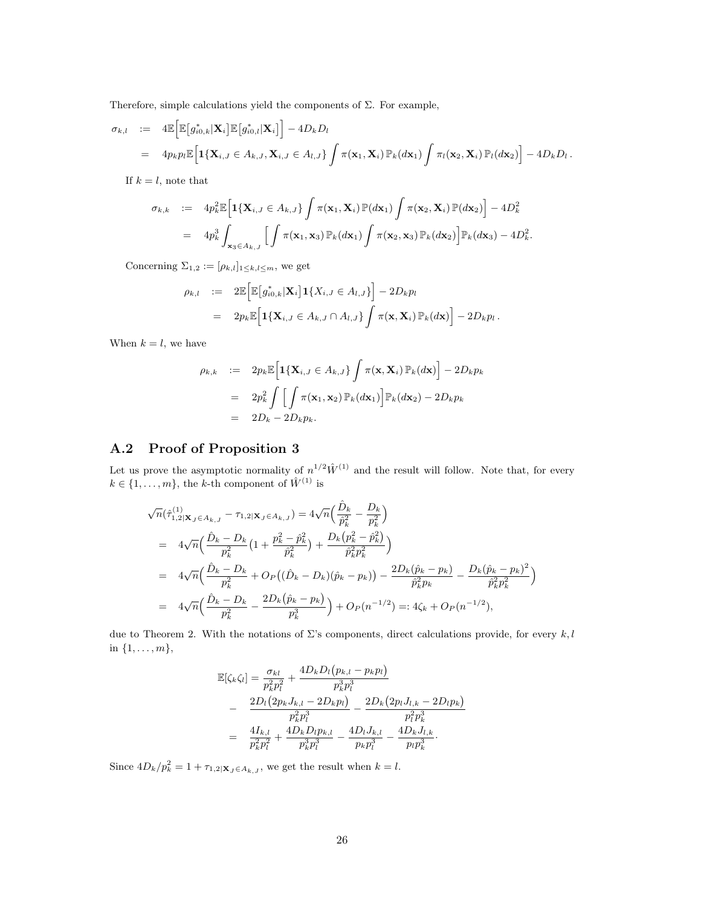Therefore, simple calculations yield the components of $\Sigma$. For example,

$$
\begin{aligned}
\sigma_{k,l} &:= 4\mathbb{E}\Big[\mathbb{E}\big[g^*_{i0,k}|\mathbf{X}_i\big]\mathbb{E}\big[g^*_{i0,l}|\mathbf{X}_i\big]\Big] - 4D_k D_l \\
&= 4p_k p_l \mathbb{E}\Big[\mathbf{1}\{\mathbf{X}_{i,J} \in A_{k,J}, \mathbf{X}_{i,J} \in A_{l,J}\} \int \pi(\mathbf{x}_1, \mathbf{X}_i)\, \mathbb{P}_k(d\mathbf{x}_1) \int \pi_l(\mathbf{x}_2, \mathbf{X}_i)\, \mathbb{P}_l(d\mathbf{x}_2)\Big] - 4D_k D_l \,.
\end{aligned}
$$

If $k = l$, note that

$$
\begin{aligned}
\sigma_{k,k} &:= 4p_k^2 \mathbb{E}\Big[\mathbf{1}\{\mathbf{X}_{i,J} \in A_{k,J}\} \int \pi(\mathbf{x}_1, \mathbf{X}_i)\, \mathbb{P}(d\mathbf{x}_1) \int \pi(\mathbf{x}_2, \mathbf{X}_i)\, \mathbb{P}(d\mathbf{x}_2)\Big] - 4D_k^2 \\
&= 4p_k^3 \int_{\mathbf{x}_3 \in A_{k,J}} \Big[\int \pi(\mathbf{x}_1, \mathbf{x}_3)\, \mathbb{P}_k(d\mathbf{x}_1) \int \pi(\mathbf{x}_2, \mathbf{x}_3)\, \mathbb{P}_k(d\mathbf{x}_2)\Big] \mathbb{P}_k(d\mathbf{x}_3) - 4D_k^2.
\end{aligned}
$$

Concerning $\Sigma_{1,2} := [\rho_{k,l}]_{1 \leq k,l \leq m}$, we get

$$
\begin{aligned}
\rho_{k,l} &:= 2\mathbb{E}\Big[\mathbb{E}\big[g^*_{i0,k}|\mathbf{X}_i\big]\mathbf{1}\{X_{i,J} \in A_{l,J}\}\Big] - 2D_k p_l \\
&= 2p_k \mathbb{E}\Big[\mathbf{1}\{\mathbf{X}_{i,J} \in A_{k,J} \cap A_{l,J}\} \int \pi(\mathbf{x}, \mathbf{X}_i)\, \mathbb{P}_k(d\mathbf{x})\Big] - 2D_k p_l \,.
\end{aligned}
$$

When $k = l$, we have

$$
\begin{aligned}
\rho_{k,k} &:= 2p_k \mathbb{E}\Big[\mathbf{1}\{\mathbf{X}_{i,J} \in A_{k,J}\} \int \pi(\mathbf{x}, \mathbf{X}_i)\, \mathbb{P}_k(d\mathbf{x})\Big] - 2D_k p_k \\
&= 2p_k^2 \int \Big[\int \pi(\mathbf{x}_1, \mathbf{x}_2)\, \mathbb{P}_k(d\mathbf{x}_1)\Big] \mathbb{P}_k(d\mathbf{x}_2) - 2D_k p_k \\
&= 2D_k - 2D_k p_k.
\end{aligned}
$$

## A.2 Proof of Proposition 3

Let us prove the asymptotic normality of $n^{1/2}\hat{W}^{(1)}$ and the result will follow. Note that, for every $k \in \{1, \ldots, m\}$, the $k$-th component of $\hat{W}^{(1)}$ is

$$
\begin{aligned}
&\sqrt{n}(\hat{\tau}^{(1)}_{1,2|\mathbf{X}_J \in A_{k,J}} - \tau_{1,2|\mathbf{X}_J \in A_{k,J}}) = 4\sqrt{n}\Big(\frac{\hat{D}_k}{\hat{p}_k^2} - \frac{D_k}{p_k^2}\Big) \\
&= 4\sqrt{n}\Big(\frac{\hat{D}_k - D_k}{p_k^2}\big(1 + \frac{p_k^2 - \hat{p}_k^2}{\hat{p}_k^2}\big) + \frac{D_k\big(p_k^2 - \hat{p}_k^2\big)}{\hat{p}_k^2 p_k^2}\Big) \\
&= 4\sqrt{n}\Big(\frac{\hat{D}_k - D_k}{p_k^2} + O_P\big((\hat{D}_k - D_k)(\hat{p}_k - p_k)\big) - \frac{2D_k(\hat{p}_k - p_k)}{\hat{p}_k^2 p_k} - \frac{D_k(\hat{p}_k - p_k)^2}{\hat{p}_k^2 p_k^2}\Big) \\
&= 4\sqrt{n}\Big(\frac{\hat{D}_k - D_k}{p_k^2} - \frac{2D_k\big(\hat{p}_k - p_k\big)}{p_k^3}\Big) + O_P(n^{-1/2}) =: 4\zeta_k + O_P(n^{-1/2}),
\end{aligned}
$$

due to Theorem 2. With the notations of $\Sigma$'s components, direct calculations provide, for every $k, l$ in $\{1, \ldots, m\}$,

$$
\begin{aligned}
\mathbb{E}[\zeta_k \zeta_l] &= \frac{\sigma_{kl}}{p_k^2 p_l^2} + \frac{4D_k D_l\big(p_{k,l} - p_k p_l\big)}{p_k^3 p_l^3} \\
&- \frac{2D_l\big(2p_k J_{k,l} - 2D_k p_l\big)}{p_k^2 p_l^3} - \frac{2D_k\big(2p_l J_{l,k} - 2D_l p_k\big)}{p_l^2 p_k^3} \\
&= \frac{4I_{k,l}}{p_k^2 p_l^2} + \frac{4D_k D_l p_{k,l}}{p_k^3 p_l^3} - \frac{4D_l J_{k,l}}{p_k p_l^3} - \frac{4D_k J_{l,k}}{p_l p_k^3}.
\end{aligned}
$$

Since $4D_k/p_k^2 = 1 + \tau_{1,2|\mathbf{X}_J \in A_{k,J}}$, we get the result when $k = l$.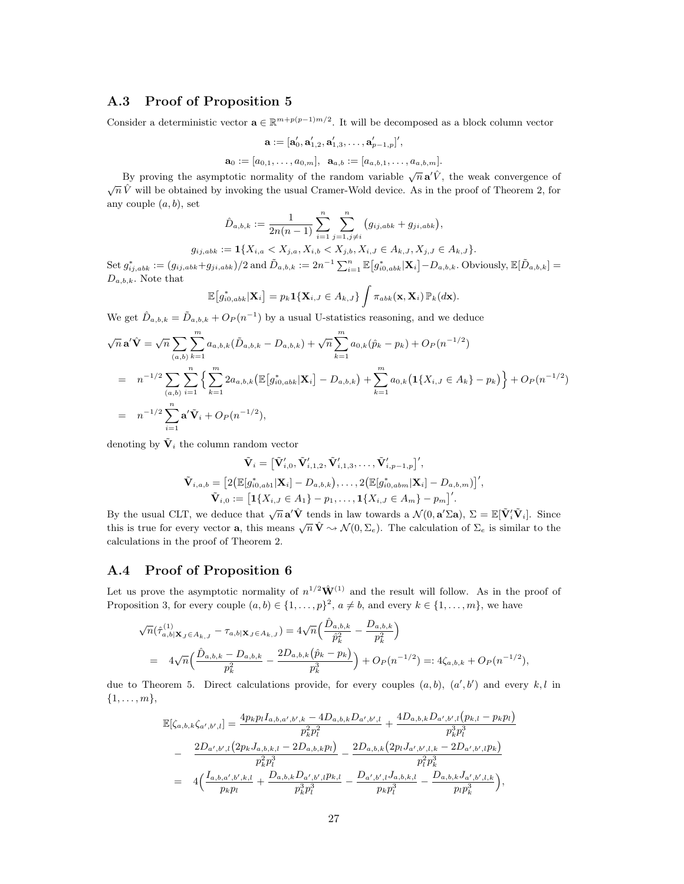### A.3 Proof of Proposition 5

Consider a deterministic vector $\mathbf{a} \in \mathbb{R}^{m+p(p-1)m/2}$. It will be decomposed as a block column vector

$$\mathbf{a} := [\mathbf{a}_0', \mathbf{a}_{1,2}', \mathbf{a}_{1,3}', \dots, \mathbf{a}_{p-1,p}']',$$

$$\mathbf{a}_0 := [a_{0,1}, \dots, a_{0,m}], \;\; \mathbf{a}_{a,b} := [a_{a,b,1}, \dots, a_{a,b,m}].$$

By proving the asymptotic normality of the random variable $\sqrt{n}\,\mathbf{a}'\hat{V}$, the weak convergence of $\sqrt{n}\,\hat{V}$ will be obtained by invoking the usual Cramer-Wold device. As in the proof of Theorem 2, for any couple $(a,b)$, set

$$\hat{D}_{a,b,k} := \frac{1}{2n(n-1)} \sum_{i=1}^n \sum_{j=1, j\neq i}^n \big(g_{ij,abk} + g_{ji,abk}\big),$$

$$g_{ij,abk} := \mathbf{1}\{X_{i,a} < X_{j,a}, X_{i,b} < X_{j,b}, X_{i,J} \in A_{k,J}, X_{j,J} \in A_{k,J}\}.$$

Set $g^*_{ij,abk} := (g_{ij,abk} + g_{ji,abk})/2$ and $\tilde{D}_{a,b,k} := 2n^{-1}\sum_{i=1}^n \mathbb{E}\big[g^*_{i0,abk}|\mathbf{X}_i\big] - D_{a,b,k}$. Obviously, $\mathbb{E}[\tilde{D}_{a,b,k}] = D_{a,b,k}$. Note that

$$\mathbb{E}\big[g^*_{i0,abk}|\mathbf{X}_i\big] = p_k \mathbf{1}\{\mathbf{X}_{i,J} \in A_{k,J}\} \int \pi_{abk}(\mathbf{x}, \mathbf{X}_i)\, \mathbb{P}_k(d\mathbf{x}).$$

We get $\hat{D}_{a,b,k} = \tilde{D}_{a,b,k} + O_P(n^{-1})$ by a usual U-statistics reasoning, and we deduce

$$\begin{aligned}
\sqrt{n}\,\mathbf{a}'\hat{\mathbf{V}} &= \sqrt{n}\sum_{(a,b)}\sum_{k=1}^m a_{a,b,k}(\tilde{D}_{a,b,k} - D_{a,b,k}) + \sqrt{n}\sum_{k=1}^m a_{0,k}(\hat{p}_k - p_k) + O_P(n^{-1/2}) \\
&= n^{-1/2}\sum_{(a,b)}\sum_{i=1}^n \Big\{ \sum_{k=1}^m 2a_{a,b,k}\big(\mathbb{E}\big[g^*_{i0,abk}|\mathbf{X}_i\big] - D_{a,b,k}\big) + \sum_{k=1}^m a_{0,k}\big(\mathbf{1}\{X_{i,J} \in A_k\} - p_k\big)\Big\} + O_P(n^{-1/2}) \\
&= n^{-1/2}\sum_{i=1}^n \mathbf{a}'\tilde{\mathbf{V}}_i + O_P(n^{-1/2}),
\end{aligned}$$

denoting by $\tilde{\mathbf{V}}_i$ the column random vector

$$\tilde{\mathbf{V}}_i = \big[\tilde{\mathbf{V}}_{i,0}', \tilde{\mathbf{V}}_{i,1,2}', \tilde{\mathbf{V}}_{i,1,3}', \dots, \tilde{\mathbf{V}}_{i,p-1,p}'\big]',$$

$$\tilde{\mathbf{V}}_{i,a,b} = \big[2\big(\mathbb{E}[g^*_{i0,ab1}|\mathbf{X}_i] - D_{a,b,k}\big), \dots, 2\big(\mathbb{E}[g^*_{i0,abm}|\mathbf{X}_i] - D_{a,b,m}\big)\big]',$$

$$\tilde{\mathbf{V}}_{i,0} := \big[\mathbf{1}\{X_{i,J} \in A_1\} - p_1, \dots, \mathbf{1}\{X_{i,J} \in A_m\} - p_m\big]'.$$

By the usual CLT, we deduce that $\sqrt{n}\,\mathbf{a}'\hat{\mathbf{V}}$ tends in law towards a $\mathcal{N}(0, \mathbf{a}'\Sigma\mathbf{a})$, $\Sigma = \mathbb{E}[\tilde{\mathbf{V}}_i'\tilde{\mathbf{V}}_i]$. Since this is true for every vector $\mathbf{a}$, this means $\sqrt{n}\,\hat{\mathbf{V}} \rightsquigarrow \mathcal{N}(0, \Sigma_e)$. The calculation of $\Sigma_e$ is similar to the calculations in the proof of Theorem 2.

### A.4 Proof of Proposition 6

Let us prove the asymptotic normality of $n^{1/2}\hat{\mathbf{W}}^{(1)}$ and the result will follow. As in the proof of Proposition 3, for every couple $(a,b) \in \{1,\dots,p\}^2$, $a \neq b$, and every $k \in \{1,\dots,m\}$, we have

$$\begin{aligned}
\sqrt{n}(\hat{\tau}^{(1)}_{a,b|\mathbf{X}_J \in A_{k,J}} - \tau_{a,b|\mathbf{X}_J \in A_{k,J}}) &= 4\sqrt{n}\Big(\frac{\hat{D}_{a,b,k}}{\hat{p}_k^2} - \frac{D_{a,b,k}}{p_k^2}\Big) \\
&= 4\sqrt{n}\Big(\frac{\hat{D}_{a,b,k} - D_{a,b,k}}{p_k^2} - \frac{2D_{a,b,k}\big(\hat{p}_k - p_k\big)}{p_k^3}\Big) + O_P(n^{-1/2}) =: 4\zeta_{a,b,k} + O_P(n^{-1/2}),
\end{aligned}$$

due to Theorem 5. Direct calculations provide, for every couples $(a,b)$, $(a',b')$ and every $k,l$ in $\{1,\dots,m\}$,

$$\begin{aligned}
\mathbb{E}[\zeta_{a,b,k}\zeta_{a',b',l}] &= \frac{4p_kp_lI_{a,b,a',b',k} - 4D_{a,b,k}D_{a',b',l}}{p_k^2p_l^2} + \frac{4D_{a,b,k}D_{a',b',l}\big(p_{k,l} - p_kp_l\big)}{p_k^3p_l^3} \\
&- \frac{2D_{a',b',l}\big(2p_kJ_{a,b,k,l} - 2D_{a,b,k}p_l\big)}{p_k^2p_l^3} - \frac{2D_{a,b,k}\big(2p_lJ_{a',b',l,k} - 2D_{a',b',l}p_k\big)}{p_l^2p_k^3} \\
&= 4\Big(\frac{I_{a,b,a',b',k,l}}{p_kp_l} + \frac{D_{a,b,k}D_{a',b',l}p_{k,l}}{p_k^3p_l^3} - \frac{D_{a',b',l}J_{a,b,k,l}}{p_kp_l^3} - \frac{D_{a,b,k}J_{a',b',l,k}}{p_lp_k^3}\Big),
\end{aligned}$$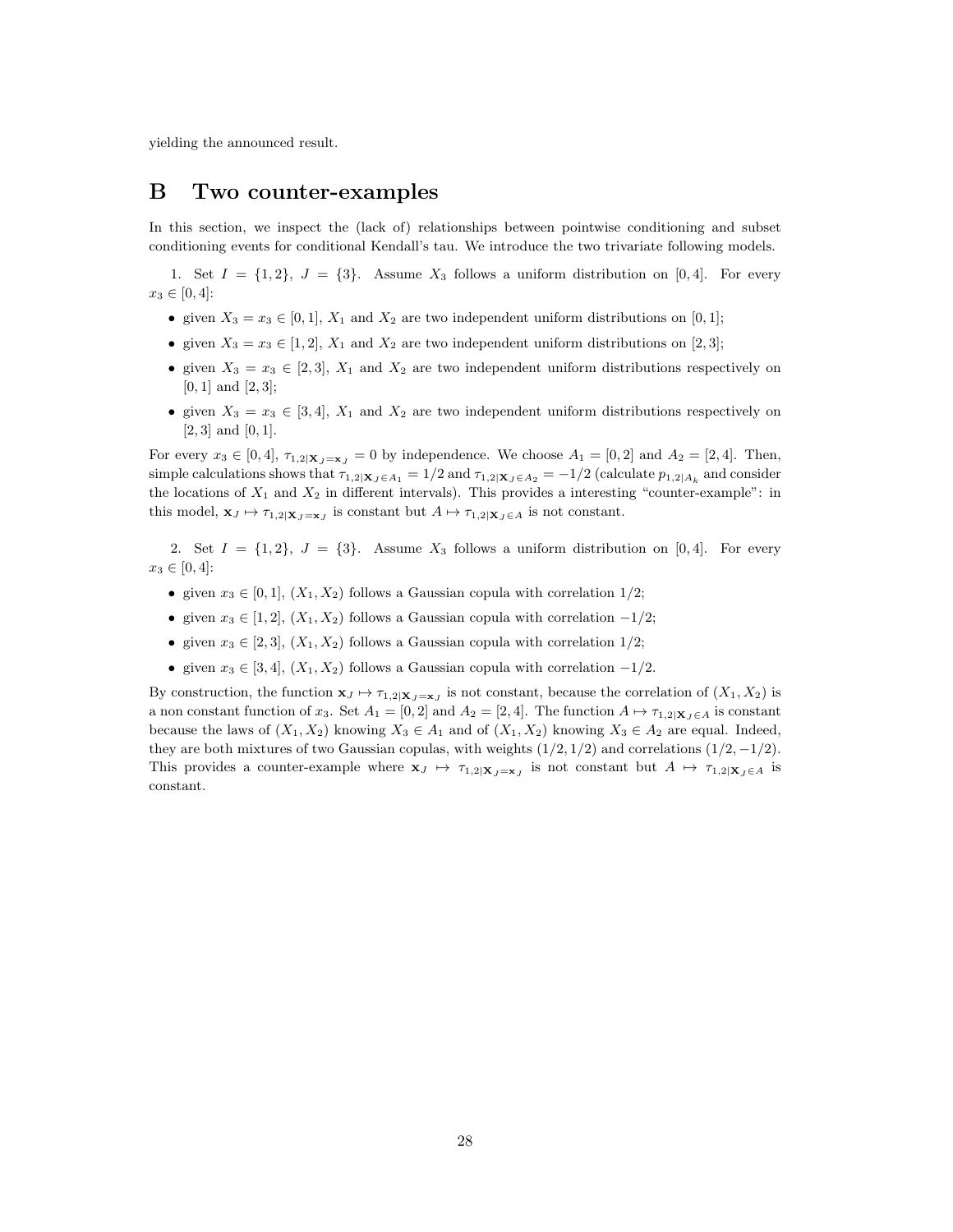yielding the announced result.

# B Two counter-examples

In this section, we inspect the (lack of) relationships between pointwise conditioning and subset conditioning events for conditional Kendall's tau. We introduce the two trivariate following models.

1. Set $I = \{1, 2\}$, $J = \{3\}$. Assume $X_3$ follows a uniform distribution on $[0, 4]$. For every $x_3 \in [0, 4]$:

- given $X_3 = x_3 \in [0, 1]$, $X_1$ and $X_2$ are two independent uniform distributions on $[0, 1]$;
- given $X_3 = x_3 \in [1, 2]$, $X_1$ and $X_2$ are two independent uniform distributions on $[2, 3]$;
- given $X_3 = x_3 \in [2, 3]$, $X_1$ and $X_2$ are two independent uniform distributions respectively on $[0, 1]$ and $[2, 3]$;
- given $X_3 = x_3 \in [3, 4]$, $X_1$ and $X_2$ are two independent uniform distributions respectively on $[2, 3]$ and $[0, 1]$.

For every $x_3 \in [0, 4]$, $\tau_{1,2|\mathbf{X}_J = \mathbf{x}_J} = 0$ by independence. We choose $A_1 = [0, 2]$ and $A_2 = [2, 4]$. Then, simple calculations shows that $\tau_{1,2|\mathbf{X}_J \in A_1} = 1/2$ and $\tau_{1,2|\mathbf{X}_J \in A_2} = -1/2$ (calculate $p_{1,2|A_k}$ and consider the locations of $X_1$ and $X_2$ in different intervals). This provides a interesting "counter-example": in this model, $\mathbf{x}_J \mapsto \tau_{1,2|\mathbf{X}_J = \mathbf{x}_J}$ is constant but $A \mapsto \tau_{1,2|\mathbf{X}_J \in A}$ is not constant.

2. Set $I = \{1, 2\}$, $J = \{3\}$. Assume $X_3$ follows a uniform distribution on $[0, 4]$. For every $x_3 \in [0, 4]$:

- given $x_3 \in [0, 1]$, $(X_1, X_2)$ follows a Gaussian copula with correlation $1/2$;
- given $x_3 \in [1, 2]$, $(X_1, X_2)$ follows a Gaussian copula with correlation $-1/2$;
- given $x_3 \in [2, 3]$, $(X_1, X_2)$ follows a Gaussian copula with correlation $1/2$;
- given $x_3 \in [3, 4]$, $(X_1, X_2)$ follows a Gaussian copula with correlation $-1/2$.

By construction, the function $\mathbf{x}_J \mapsto \tau_{1,2|\mathbf{X}_J = \mathbf{x}_J}$ is not constant, because the correlation of $(X_1, X_2)$ is a non constant function of $x_3$. Set $A_1 = [0, 2]$ and $A_2 = [2, 4]$. The function $A \mapsto \tau_{1,2|\mathbf{X}_J \in A}$ is constant because the laws of $(X_1, X_2)$ knowing $X_3 \in A_1$ and of $(X_1, X_2)$ knowing $X_3 \in A_2$ are equal. Indeed, they are both mixtures of two Gaussian copulas, with weights $(1/2, 1/2)$ and correlations $(1/2, -1/2)$. This provides a counter-example where $\mathbf{x}_J \mapsto \tau_{1,2|\mathbf{X}_J = \mathbf{x}_J}$ is not constant but $A \mapsto \tau_{1,2|\mathbf{X}_J \in A}$ is constant.